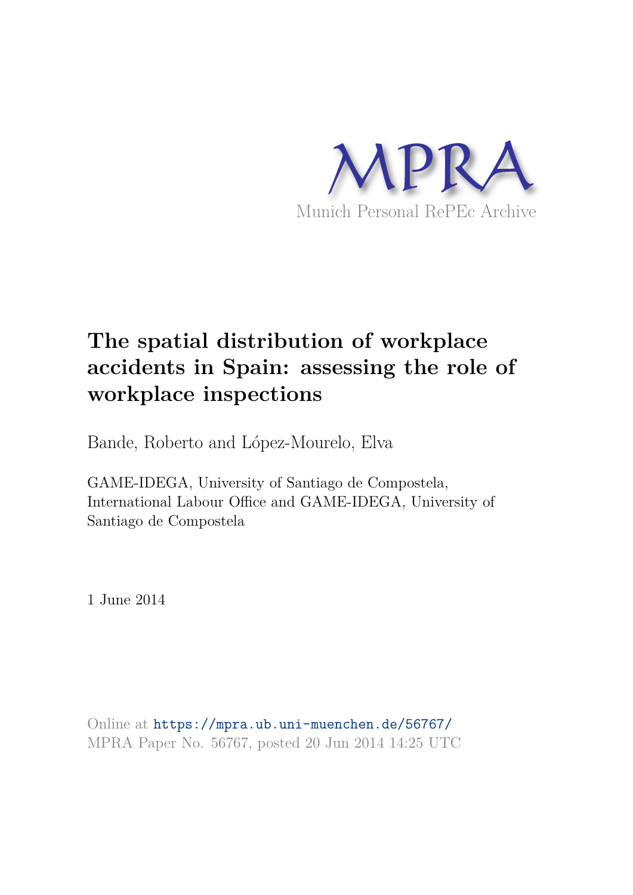MPRA

Munich Personal RePEc Archive

# The spatial distribution of workplace accidents in Spain: assessing the role of workplace inspections

Bande, Roberto and López-Mourelo, Elva

GAME-IDEGA, University of Santiago de Compostela, International Labour Office and GAME-IDEGA, University of Santiago de Compostela

1 June 2014

Online at https://mpra.ub.uni-muenchen.de/56767/
MPRA Paper No. 56767, posted 20 Jun 2014 14:25 UTC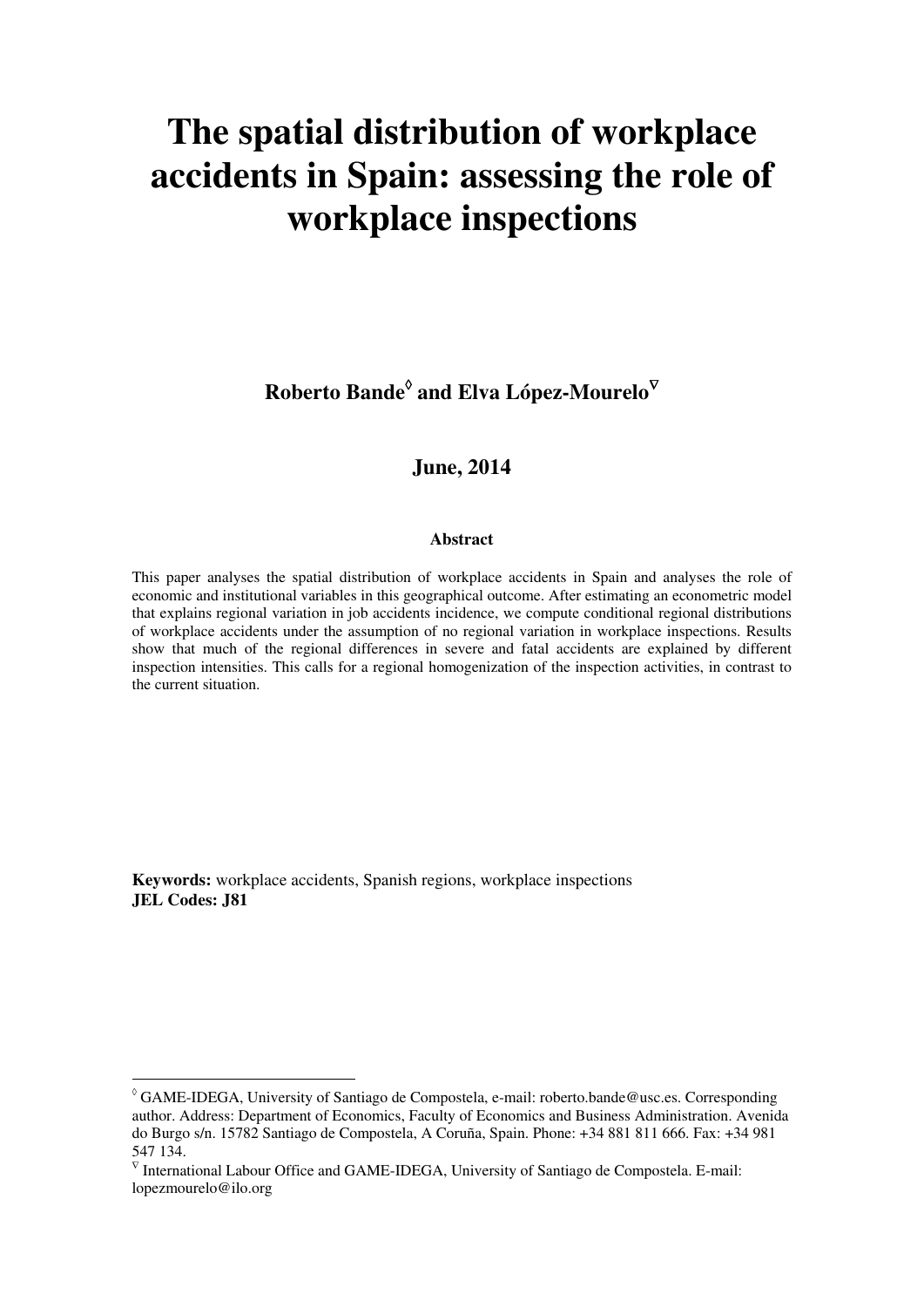# The spatial distribution of workplace accidents in Spain: assessing the role of workplace inspections

**Roberto Bande[◊] and Elva López-Mourelo[∇]**

**June, 2014**

**Abstract**

This paper analyses the spatial distribution of workplace accidents in Spain and analyses the role of economic and institutional variables in this geographical outcome. After estimating an econometric model that explains regional variation in job accidents incidence, we compute conditional regional distributions of workplace accidents under the assumption of no regional variation in workplace inspections. Results show that much of the regional differences in severe and fatal accidents are explained by different inspection intensities. This calls for a regional homogenization of the inspection activities, in contrast to the current situation.

**Keywords:** workplace accidents, Spanish regions, workplace inspections
**JEL Codes: J81**

---

[◊] GAME-IDEGA, University of Santiago de Compostela, e-mail: roberto.bande@usc.es. Corresponding author. Address: Department of Economics, Faculty of Economics and Business Administration. Avenida do Burgo s/n. 15782 Santiago de Compostela, A Coruña, Spain. Phone: +34 881 811 666. Fax: +34 981 547 134.

[∇] International Labour Office and GAME-IDEGA, University of Santiago de Compostela. E-mail: lopezmourelo@ilo.org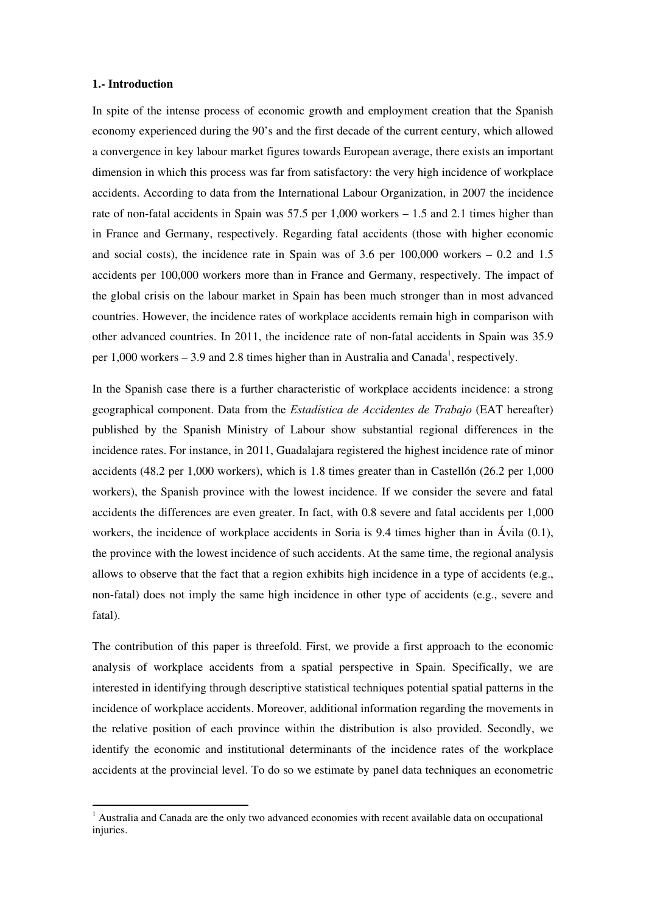## 1.- Introduction

In spite of the intense process of economic growth and employment creation that the Spanish economy experienced during the 90's and the first decade of the current century, which allowed a convergence in key labour market figures towards European average, there exists an important dimension in which this process was far from satisfactory: the very high incidence of workplace accidents. According to data from the International Labour Organization, in 2007 the incidence rate of non-fatal accidents in Spain was 57.5 per 1,000 workers – 1.5 and 2.1 times higher than in France and Germany, respectively. Regarding fatal accidents (those with higher economic and social costs), the incidence rate in Spain was of 3.6 per 100,000 workers – 0.2 and 1.5 accidents per 100,000 workers more than in France and Germany, respectively. The impact of the global crisis on the labour market in Spain has been much stronger than in most advanced countries. However, the incidence rates of workplace accidents remain high in comparison with other advanced countries. In 2011, the incidence rate of non-fatal accidents in Spain was 35.9 per 1,000 workers – 3.9 and 2.8 times higher than in Australia and Canada[1], respectively.

In the Spanish case there is a further characteristic of workplace accidents incidence: a strong geographical component. Data from the *Estadística de Accidentes de Trabajo* (EAT hereafter) published by the Spanish Ministry of Labour show substantial regional differences in the incidence rates. For instance, in 2011, Guadalajara registered the highest incidence rate of minor accidents (48.2 per 1,000 workers), which is 1.8 times greater than in Castellón (26.2 per 1,000 workers), the Spanish province with the lowest incidence. If we consider the severe and fatal accidents the differences are even greater. In fact, with 0.8 severe and fatal accidents per 1,000 workers, the incidence of workplace accidents in Soria is 9.4 times higher than in Ávila (0.1), the province with the lowest incidence of such accidents. At the same time, the regional analysis allows to observe that the fact that a region exhibits high incidence in a type of accidents (e.g., non-fatal) does not imply the same high incidence in other type of accidents (e.g., severe and fatal).

The contribution of this paper is threefold. First, we provide a first approach to the economic analysis of workplace accidents from a spatial perspective in Spain. Specifically, we are interested in identifying through descriptive statistical techniques potential spatial patterns in the incidence of workplace accidents. Moreover, additional information regarding the movements in the relative position of each province within the distribution is also provided. Secondly, we identify the economic and institutional determinants of the incidence rates of the workplace accidents at the provincial level. To do so we estimate by panel data techniques an econometric

[1] Australia and Canada are the only two advanced economies with recent available data on occupational injuries.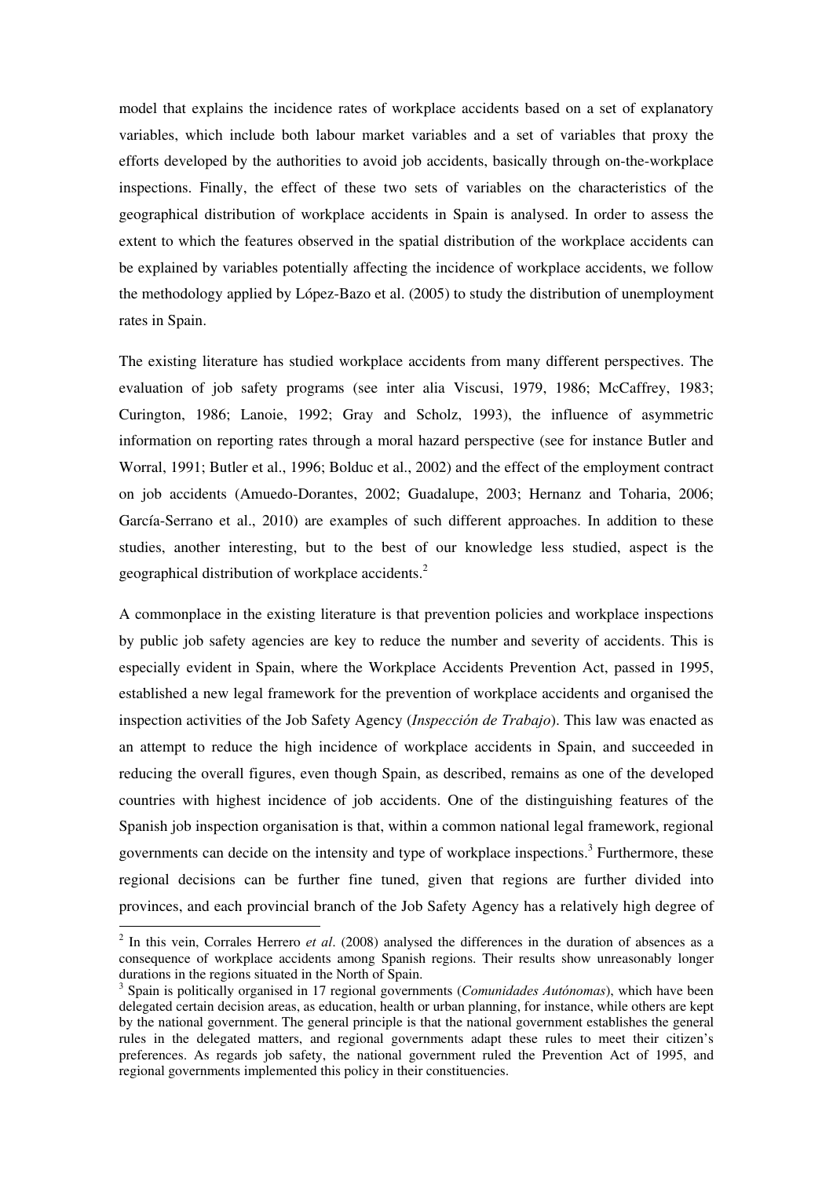model that explains the incidence rates of workplace accidents based on a set of explanatory variables, which include both labour market variables and a set of variables that proxy the efforts developed by the authorities to avoid job accidents, basically through on-the-workplace inspections. Finally, the effect of these two sets of variables on the characteristics of the geographical distribution of workplace accidents in Spain is analysed. In order to assess the extent to which the features observed in the spatial distribution of the workplace accidents can be explained by variables potentially affecting the incidence of workplace accidents, we follow the methodology applied by López-Bazo et al. (2005) to study the distribution of unemployment rates in Spain.

The existing literature has studied workplace accidents from many different perspectives. The evaluation of job safety programs (see inter alia Viscusi, 1979, 1986; McCaffrey, 1983; Curington, 1986; Lanoie, 1992; Gray and Scholz, 1993), the influence of asymmetric information on reporting rates through a moral hazard perspective (see for instance Butler and Worral, 1991; Butler et al., 1996; Bolduc et al., 2002) and the effect of the employment contract on job accidents (Amuedo-Dorantes, 2002; Guadalupe, 2003; Hernanz and Toharia, 2006; García-Serrano et al., 2010) are examples of such different approaches. In addition to these studies, another interesting, but to the best of our knowledge less studied, aspect is the geographical distribution of workplace accidents.[2]

A commonplace in the existing literature is that prevention policies and workplace inspections by public job safety agencies are key to reduce the number and severity of accidents. This is especially evident in Spain, where the Workplace Accidents Prevention Act, passed in 1995, established a new legal framework for the prevention of workplace accidents and organised the inspection activities of the Job Safety Agency (*Inspección de Trabajo*). This law was enacted as an attempt to reduce the high incidence of workplace accidents in Spain, and succeeded in reducing the overall figures, even though Spain, as described, remains as one of the developed countries with highest incidence of job accidents. One of the distinguishing features of the Spanish job inspection organisation is that, within a common national legal framework, regional governments can decide on the intensity and type of workplace inspections.[3] Furthermore, these regional decisions can be further fine tuned, given that regions are further divided into provinces, and each provincial branch of the Job Safety Agency has a relatively high degree of

---

[2] In this vein, Corrales Herrero *et al*. (2008) analysed the differences in the duration of absences as a consequence of workplace accidents among Spanish regions. Their results show unreasonably longer durations in the regions situated in the North of Spain.

[3] Spain is politically organised in 17 regional governments (*Comunidades Autónomas*), which have been delegated certain decision areas, as education, health or urban planning, for instance, while others are kept by the national government. The general principle is that the national government establishes the general rules in the delegated matters, and regional governments adapt these rules to meet their citizen's preferences. As regards job safety, the national government ruled the Prevention Act of 1995, and regional governments implemented this policy in their constituencies.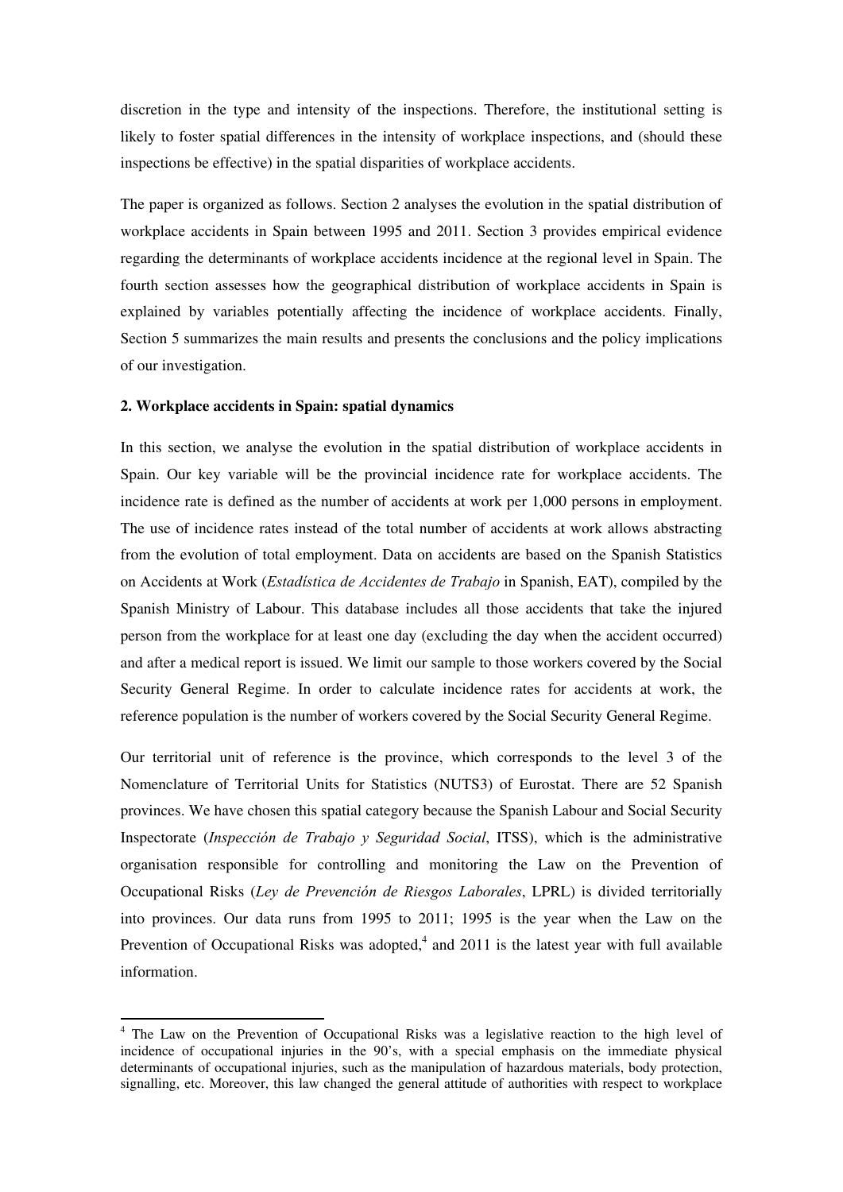discretion in the type and intensity of the inspections. Therefore, the institutional setting is likely to foster spatial differences in the intensity of workplace inspections, and (should these inspections be effective) in the spatial disparities of workplace accidents.

The paper is organized as follows. Section 2 analyses the evolution in the spatial distribution of workplace accidents in Spain between 1995 and 2011. Section 3 provides empirical evidence regarding the determinants of workplace accidents incidence at the regional level in Spain. The fourth section assesses how the geographical distribution of workplace accidents in Spain is explained by variables potentially affecting the incidence of workplace accidents. Finally, Section 5 summarizes the main results and presents the conclusions and the policy implications of our investigation.

## 2. Workplace accidents in Spain: spatial dynamics

In this section, we analyse the evolution in the spatial distribution of workplace accidents in Spain. Our key variable will be the provincial incidence rate for workplace accidents. The incidence rate is defined as the number of accidents at work per 1,000 persons in employment. The use of incidence rates instead of the total number of accidents at work allows abstracting from the evolution of total employment. Data on accidents are based on the Spanish Statistics on Accidents at Work (*Estadística de Accidentes de Trabajo* in Spanish, EAT), compiled by the Spanish Ministry of Labour. This database includes all those accidents that take the injured person from the workplace for at least one day (excluding the day when the accident occurred) and after a medical report is issued. We limit our sample to those workers covered by the Social Security General Regime. In order to calculate incidence rates for accidents at work, the reference population is the number of workers covered by the Social Security General Regime.

Our territorial unit of reference is the province, which corresponds to the level 3 of the Nomenclature of Territorial Units for Statistics (NUTS3) of Eurostat. There are 52 Spanish provinces. We have chosen this spatial category because the Spanish Labour and Social Security Inspectorate (*Inspección de Trabajo y Seguridad Social*, ITSS), which is the administrative organisation responsible for controlling and monitoring the Law on the Prevention of Occupational Risks (*Ley de Prevención de Riesgos Laborales*, LPRL) is divided territorially into provinces. Our data runs from 1995 to 2011; 1995 is the year when the Law on the Prevention of Occupational Risks was adopted,[4] and 2011 is the latest year with full available information.

[4] The Law on the Prevention of Occupational Risks was a legislative reaction to the high level of incidence of occupational injuries in the 90's, with a special emphasis on the immediate physical determinants of occupational injuries, such as the manipulation of hazardous materials, body protection, signalling, etc. Moreover, this law changed the general attitude of authorities with respect to workplace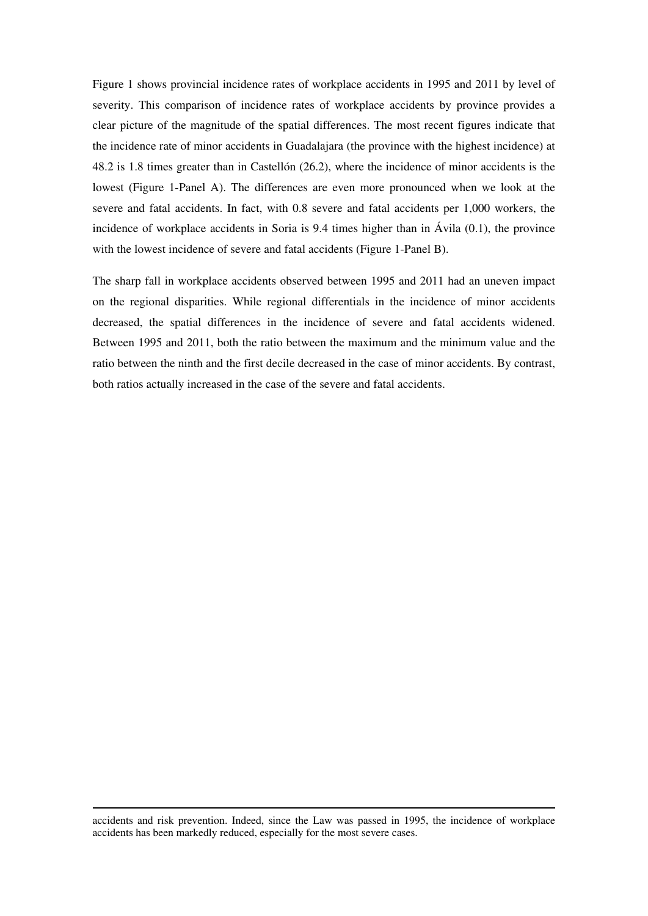Figure 1 shows provincial incidence rates of workplace accidents in 1995 and 2011 by level of severity. This comparison of incidence rates of workplace accidents by province provides a clear picture of the magnitude of the spatial differences. The most recent figures indicate that the incidence rate of minor accidents in Guadalajara (the province with the highest incidence) at 48.2 is 1.8 times greater than in Castellón (26.2), where the incidence of minor accidents is the lowest (Figure 1-Panel A). The differences are even more pronounced when we look at the severe and fatal accidents. In fact, with 0.8 severe and fatal accidents per 1,000 workers, the incidence of workplace accidents in Soria is 9.4 times higher than in Ávila (0.1), the province with the lowest incidence of severe and fatal accidents (Figure 1-Panel B).

The sharp fall in workplace accidents observed between 1995 and 2011 had an uneven impact on the regional disparities. While regional differentials in the incidence of minor accidents decreased, the spatial differences in the incidence of severe and fatal accidents widened. Between 1995 and 2011, both the ratio between the maximum and the minimum value and the ratio between the ninth and the first decile decreased in the case of minor accidents. By contrast, both ratios actually increased in the case of the severe and fatal accidents.

---

accidents and risk prevention. Indeed, since the Law was passed in 1995, the incidence of workplace accidents has been markedly reduced, especially for the most severe cases.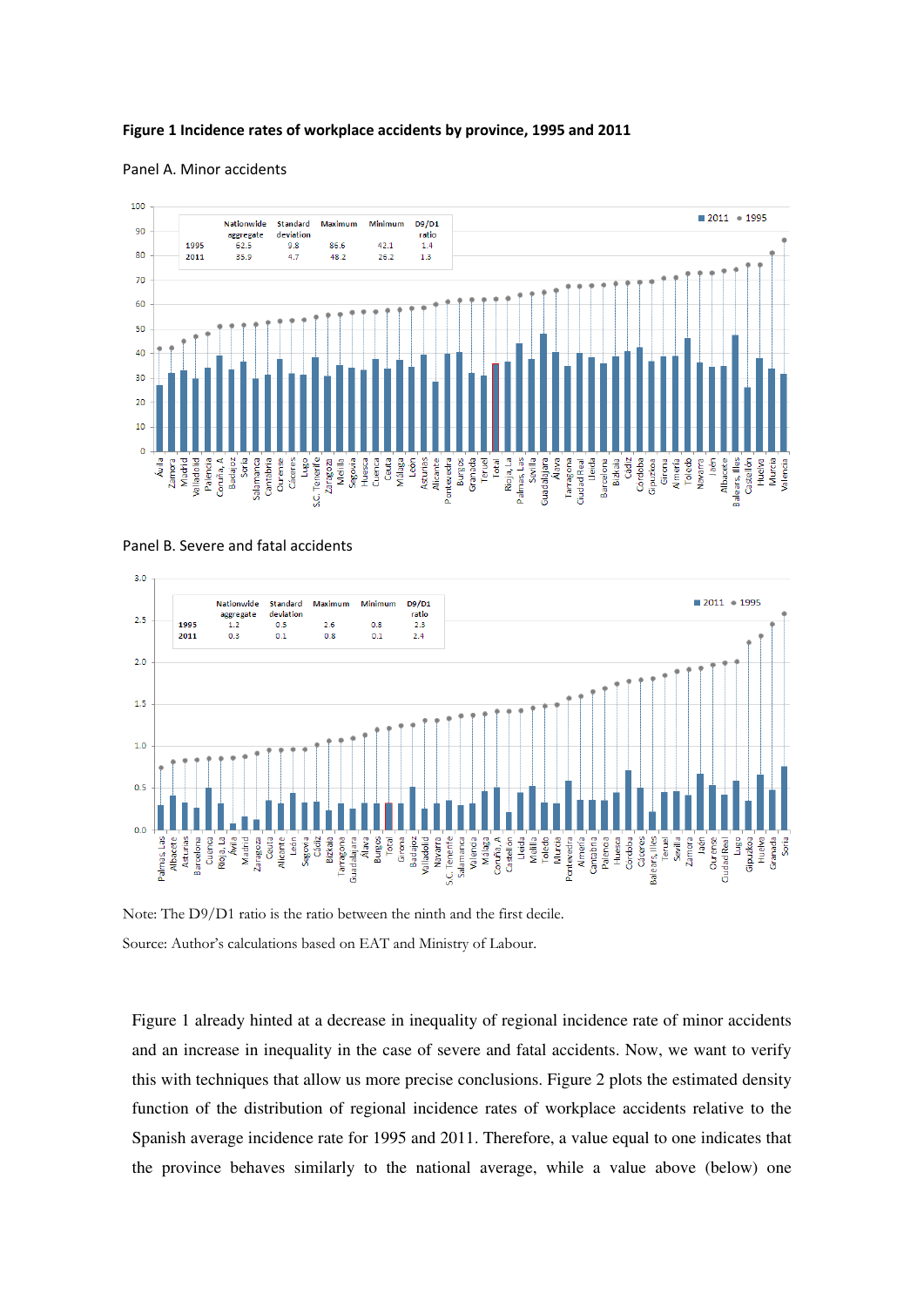**Figure 1 Incidence rates of workplace accidents by province, 1995 and 2011**

Panel A. Minor accidents

| | Nationwide aggregate | Standard deviation | Maximum | Minimum | D9/D1 ratio |
|---|---|---|---|---|---|
| 1995 | 62.5 | 9.8 | 86.6 | 42.1 | 1.4 |
| 2011 | 35.9 | 4.7 | 48.2 | 26.2 | 1.3 |

Panel B. Severe and fatal accidents

| | Nationwide aggregate | Standard deviation | Maximum | Minimum | D9/D1 ratio |
|---|---|---|---|---|---|
| 1995 | 1.2 | 0.5 | 2.6 | 0.8 | 2.3 |
| 2011 | 0.3 | 0.1 | 0.8 | 0.1 | 2.4 |

Note: The D9/D1 ratio is the ratio between the ninth and the first decile.

Source: Author's calculations based on EAT and Ministry of Labour.

Figure 1 already hinted at a decrease in inequality of regional incidence rate of minor accidents and an increase in inequality in the case of severe and fatal accidents. Now, we want to verify this with techniques that allow us more precise conclusions. Figure 2 plots the estimated density function of the distribution of regional incidence rates of workplace accidents relative to the Spanish average incidence rate for 1995 and 2011. Therefore, a value equal to one indicates that the province behaves similarly to the national average, while a value above (below) one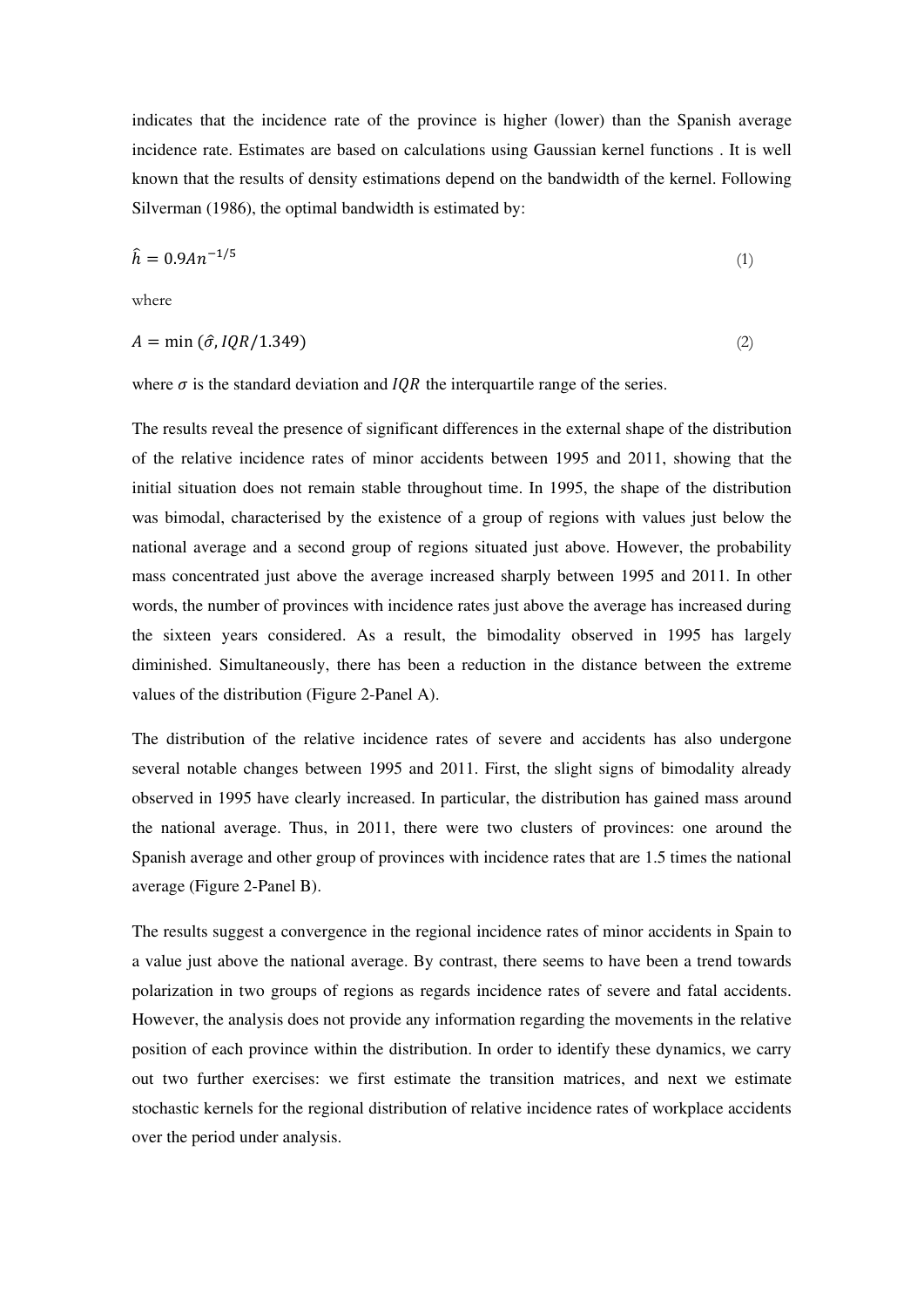indicates that the incidence rate of the province is higher (lower) than the Spanish average incidence rate. Estimates are based on calculations using Gaussian kernel functions . It is well known that the results of density estimations depend on the bandwidth of the kernel. Following Silverman (1986), the optimal bandwidth is estimated by:

$$\hat{h} = 0.9An^{-1/5} \tag{1}$$

where

$$A = \min(\hat{\sigma}, IQR/1.349) \tag{2}$$

where $\sigma$ is the standard deviation and $IQR$ the interquartile range of the series.

The results reveal the presence of significant differences in the external shape of the distribution of the relative incidence rates of minor accidents between 1995 and 2011, showing that the initial situation does not remain stable throughout time. In 1995, the shape of the distribution was bimodal, characterised by the existence of a group of regions with values just below the national average and a second group of regions situated just above. However, the probability mass concentrated just above the average increased sharply between 1995 and 2011. In other words, the number of provinces with incidence rates just above the average has increased during the sixteen years considered. As a result, the bimodality observed in 1995 has largely diminished. Simultaneously, there has been a reduction in the distance between the extreme values of the distribution (Figure 2-Panel A).

The distribution of the relative incidence rates of severe and accidents has also undergone several notable changes between 1995 and 2011. First, the slight signs of bimodality already observed in 1995 have clearly increased. In particular, the distribution has gained mass around the national average. Thus, in 2011, there were two clusters of provinces: one around the Spanish average and other group of provinces with incidence rates that are 1.5 times the national average (Figure 2-Panel B).

The results suggest a convergence in the regional incidence rates of minor accidents in Spain to a value just above the national average. By contrast, there seems to have been a trend towards polarization in two groups of regions as regards incidence rates of severe and fatal accidents. However, the analysis does not provide any information regarding the movements in the relative position of each province within the distribution. In order to identify these dynamics, we carry out two further exercises: we first estimate the transition matrices, and next we estimate stochastic kernels for the regional distribution of relative incidence rates of workplace accidents over the period under analysis.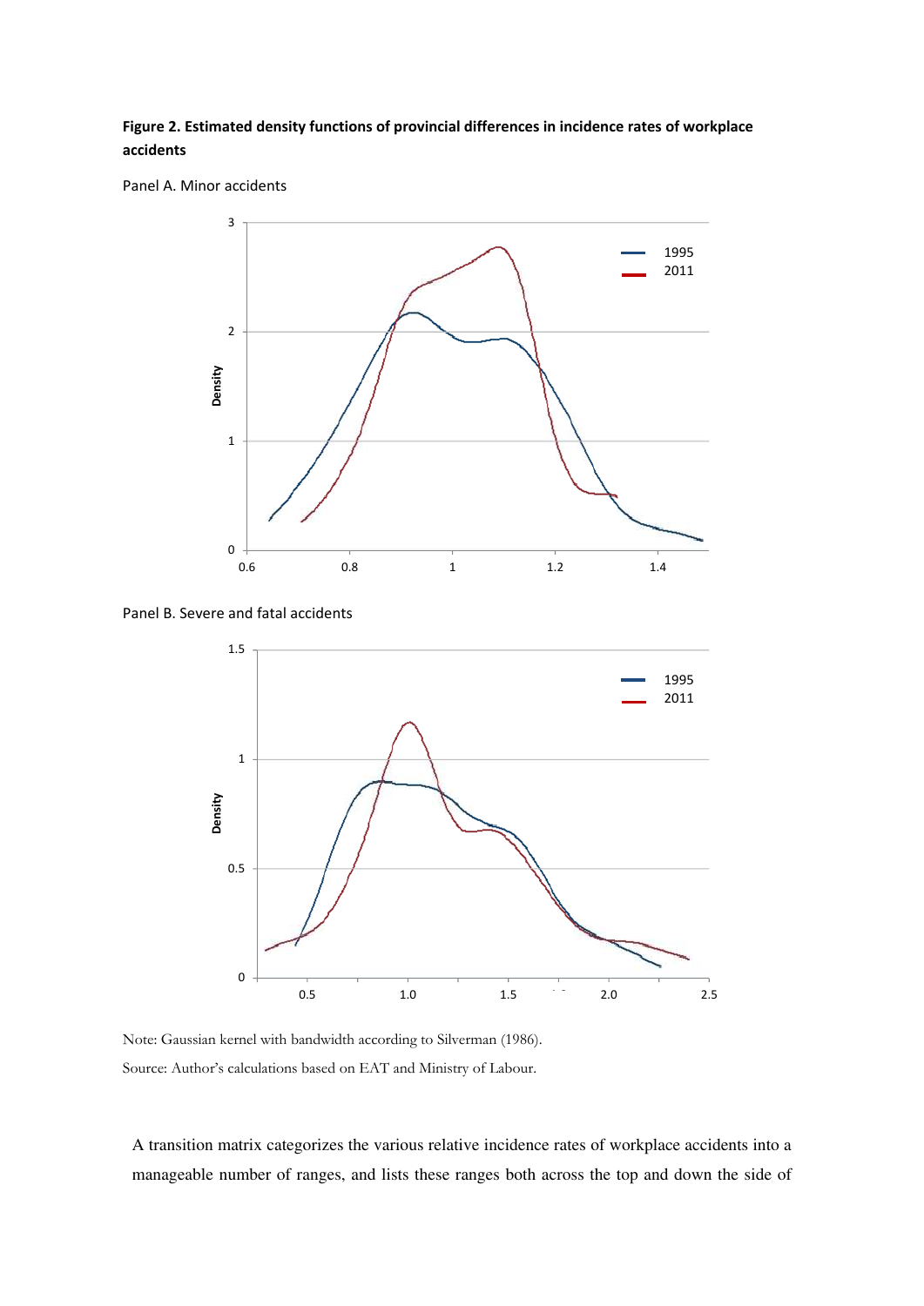**Figure 2. Estimated density functions of provincial differences in incidence rates of workplace accidents**

Panel A. Minor accidents

Panel B. Severe and fatal accidents

Note: Gaussian kernel with bandwidth according to Silverman (1986).

Source: Author's calculations based on EAT and Ministry of Labour.

A transition matrix categorizes the various relative incidence rates of workplace accidents into a manageable number of ranges, and lists these ranges both across the top and down the side of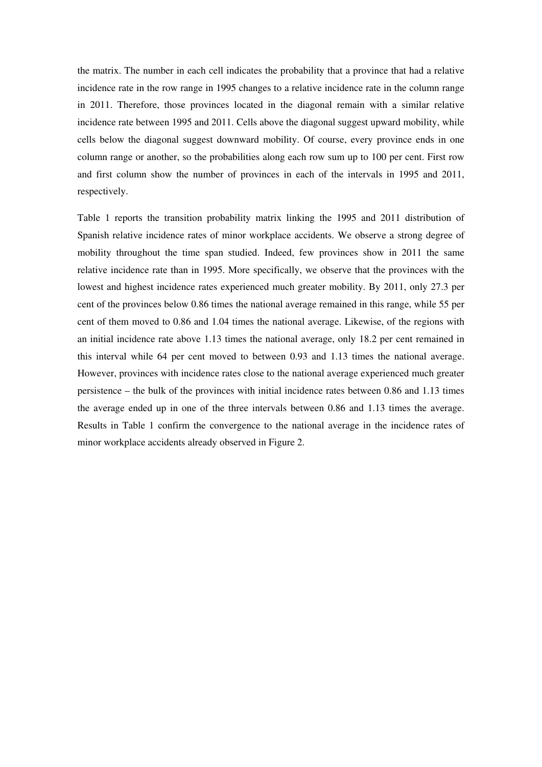the matrix. The number in each cell indicates the probability that a province that had a relative incidence rate in the row range in 1995 changes to a relative incidence rate in the column range in 2011. Therefore, those provinces located in the diagonal remain with a similar relative incidence rate between 1995 and 2011. Cells above the diagonal suggest upward mobility, while cells below the diagonal suggest downward mobility. Of course, every province ends in one column range or another, so the probabilities along each row sum up to 100 per cent. First row and first column show the number of provinces in each of the intervals in 1995 and 2011, respectively.

Table 1 reports the transition probability matrix linking the 1995 and 2011 distribution of Spanish relative incidence rates of minor workplace accidents. We observe a strong degree of mobility throughout the time span studied. Indeed, few provinces show in 2011 the same relative incidence rate than in 1995. More specifically, we observe that the provinces with the lowest and highest incidence rates experienced much greater mobility. By 2011, only 27.3 per cent of the provinces below 0.86 times the national average remained in this range, while 55 per cent of them moved to 0.86 and 1.04 times the national average. Likewise, of the regions with an initial incidence rate above 1.13 times the national average, only 18.2 per cent remained in this interval while 64 per cent moved to between 0.93 and 1.13 times the national average. However, provinces with incidence rates close to the national average experienced much greater persistence – the bulk of the provinces with initial incidence rates between 0.86 and 1.13 times the average ended up in one of the three intervals between 0.86 and 1.13 times the average. Results in Table 1 confirm the convergence to the national average in the incidence rates of minor workplace accidents already observed in Figure 2.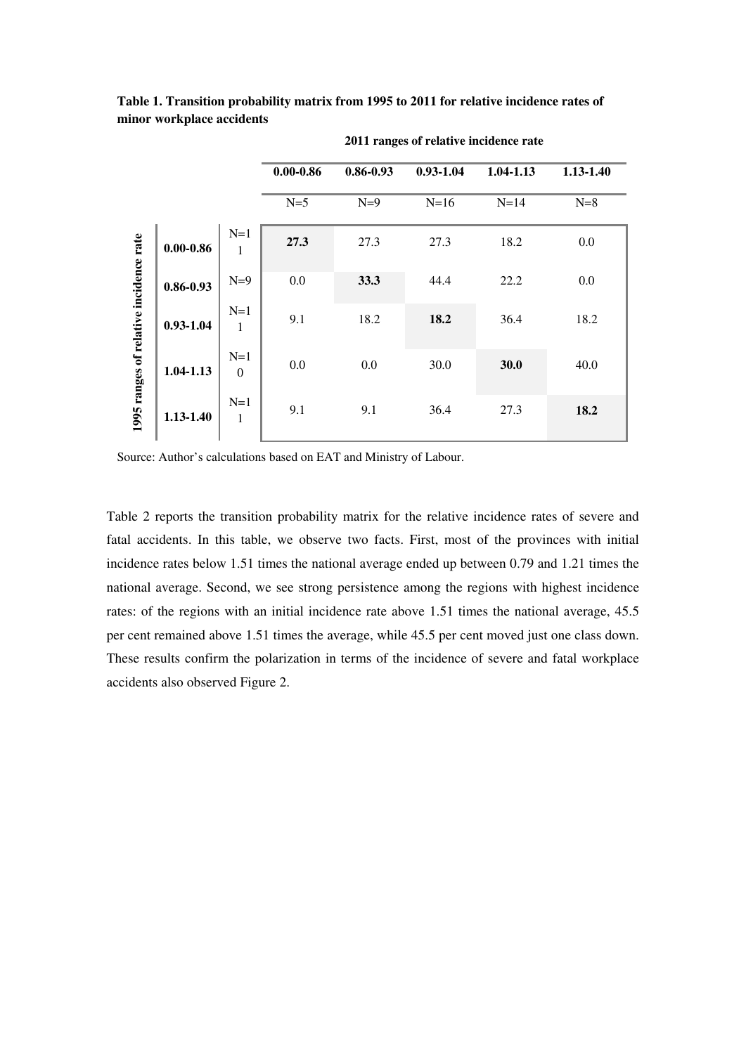**Table 1. Transition probability matrix from 1995 to 2011 for relative incidence rates of minor workplace accidents**

| 1995 ranges of relative incidence rate | | 2011 ranges of relative incidence rate: 0.00-0.86 | 0.86-0.93 | 0.93-1.04 | 1.04-1.13 | 1.13-1.40 |
|---|---|---|---|---|---|---|
| | | N=5 | N=9 | N=16 | N=14 | N=8 |
| **0.00-0.86** | N=11 | **27.3** | 27.3 | 27.3 | 18.2 | 0.0 |
| **0.86-0.93** | N=9 | 0.0 | **33.3** | 44.4 | 22.2 | 0.0 |
| **0.93-1.04** | N=11 | 9.1 | 18.2 | **18.2** | 36.4 | 18.2 |
| **1.04-1.13** | N=10 | 0.0 | 0.0 | 30.0 | **30.0** | 40.0 |
| **1.13-1.40** | N=11 | 9.1 | 9.1 | 36.4 | 27.3 | **18.2** |

Source: Author's calculations based on EAT and Ministry of Labour.

Table 2 reports the transition probability matrix for the relative incidence rates of severe and fatal accidents. In this table, we observe two facts. First, most of the provinces with initial incidence rates below 1.51 times the national average ended up between 0.79 and 1.21 times the national average. Second, we see strong persistence among the regions with highest incidence rates: of the regions with an initial incidence rate above 1.51 times the national average, 45.5 per cent remained above 1.51 times the average, while 45.5 per cent moved just one class down. These results confirm the polarization in terms of the incidence of severe and fatal workplace accidents also observed Figure 2.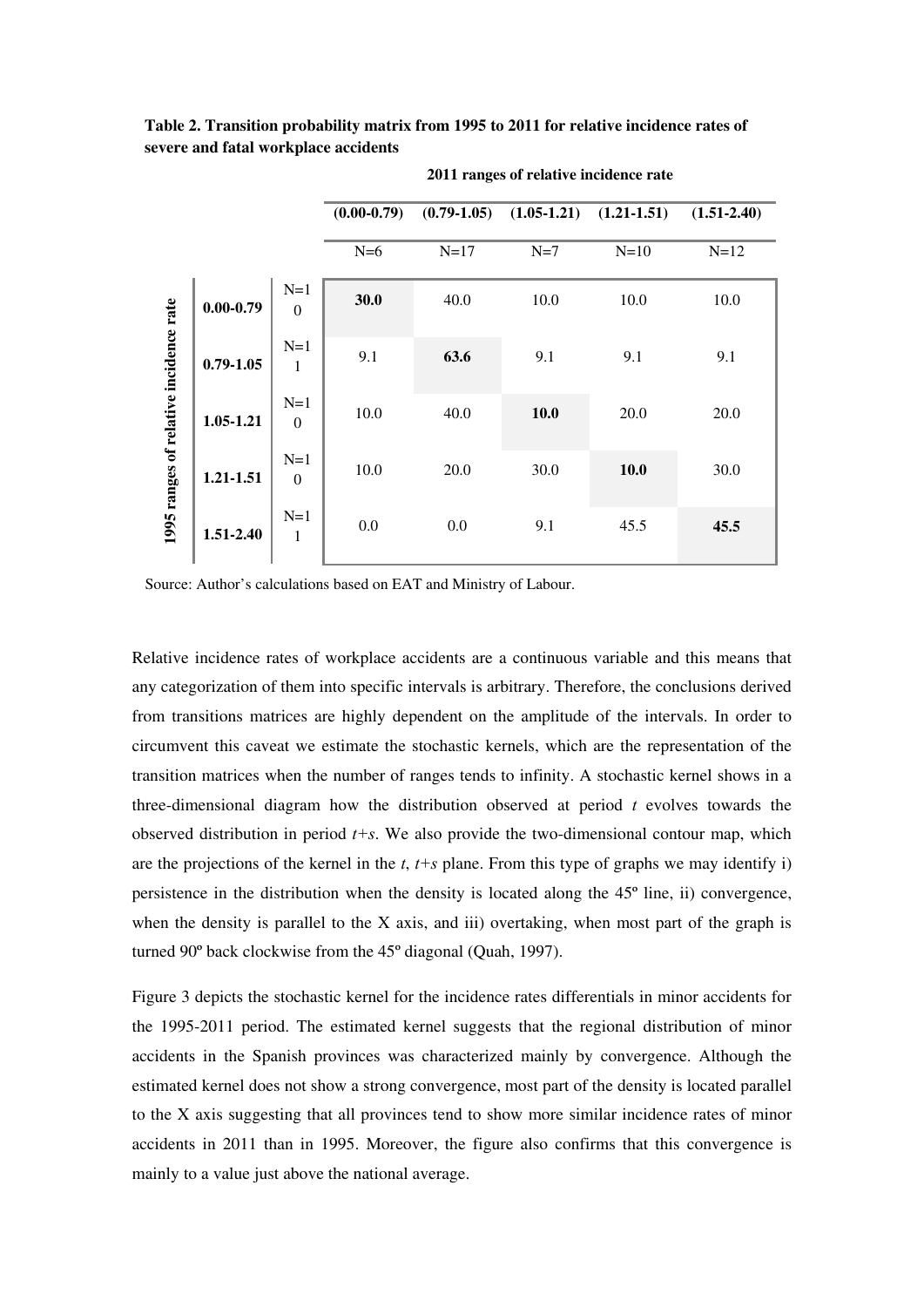**Table 2. Transition probability matrix from 1995 to 2011 for relative incidence rates of severe and fatal workplace accidents**

| | | | 2011 ranges of relative incidence rate | | | | |
|---|---|---|---|---|---|---|---|
| | | | (0.00-0.79) | (0.79-1.05) | (1.05-1.21) | (1.21-1.51) | (1.51-2.40) |
| | | | N=6 | N=17 | N=7 | N=10 | N=12 |
| 1995 ranges of relative incidence rate | 0.00-0.79 | N=10 | **30.0** | 40.0 | 10.0 | 10.0 | 10.0 |
| | 0.79-1.05 | N=11 | 9.1 | **63.6** | 9.1 | 9.1 | 9.1 |
| | 1.05-1.21 | N=10 | 10.0 | 40.0 | **10.0** | 20.0 | 20.0 |
| | 1.21-1.51 | N=10 | 10.0 | 20.0 | 30.0 | **10.0** | 30.0 |
| | 1.51-2.40 | N=11 | 0.0 | 0.0 | 9.1 | 45.5 | **45.5** |

Source: Author's calculations based on EAT and Ministry of Labour.

Relative incidence rates of workplace accidents are a continuous variable and this means that any categorization of them into specific intervals is arbitrary. Therefore, the conclusions derived from transitions matrices are highly dependent on the amplitude of the intervals. In order to circumvent this caveat we estimate the stochastic kernels, which are the representation of the transition matrices when the number of ranges tends to infinity. A stochastic kernel shows in a three-dimensional diagram how the distribution observed at period $t$ evolves towards the observed distribution in period $t+s$. We also provide the two-dimensional contour map, which are the projections of the kernel in the $t$, $t+s$ plane. From this type of graphs we may identify i) persistence in the distribution when the density is located along the 45º line, ii) convergence, when the density is parallel to the X axis, and iii) overtaking, when most part of the graph is turned 90º back clockwise from the 45º diagonal (Quah, 1997).

Figure 3 depicts the stochastic kernel for the incidence rates differentials in minor accidents for the 1995-2011 period. The estimated kernel suggests that the regional distribution of minor accidents in the Spanish provinces was characterized mainly by convergence. Although the estimated kernel does not show a strong convergence, most part of the density is located parallel to the X axis suggesting that all provinces tend to show more similar incidence rates of minor accidents in 2011 than in 1995. Moreover, the figure also confirms that this convergence is mainly to a value just above the national average.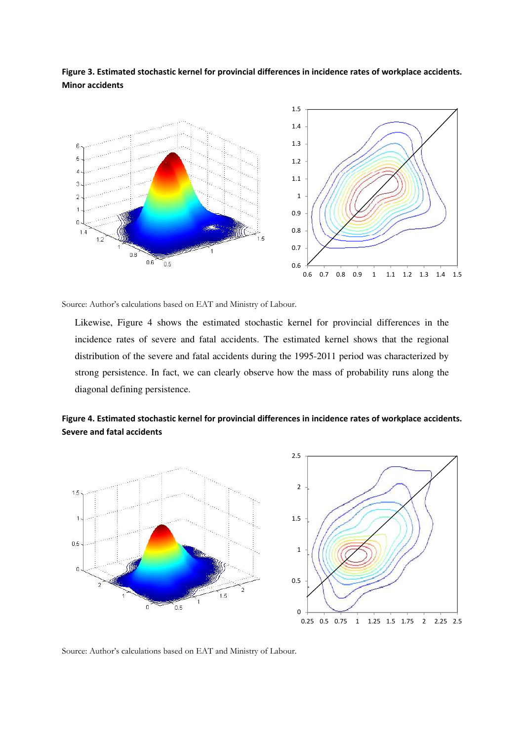**Figure 3. Estimated stochastic kernel for provincial differences in incidence rates of workplace accidents. Minor accidents**

Source: Author's calculations based on EAT and Ministry of Labour.

Likewise, Figure 4 shows the estimated stochastic kernel for provincial differences in the incidence rates of severe and fatal accidents. The estimated kernel shows that the regional distribution of the severe and fatal accidents during the 1995-2011 period was characterized by strong persistence. In fact, we can clearly observe how the mass of probability runs along the diagonal defining persistence.

**Figure 4. Estimated stochastic kernel for provincial differences in incidence rates of workplace accidents. Severe and fatal accidents**

Source: Author's calculations based on EAT and Ministry of Labour.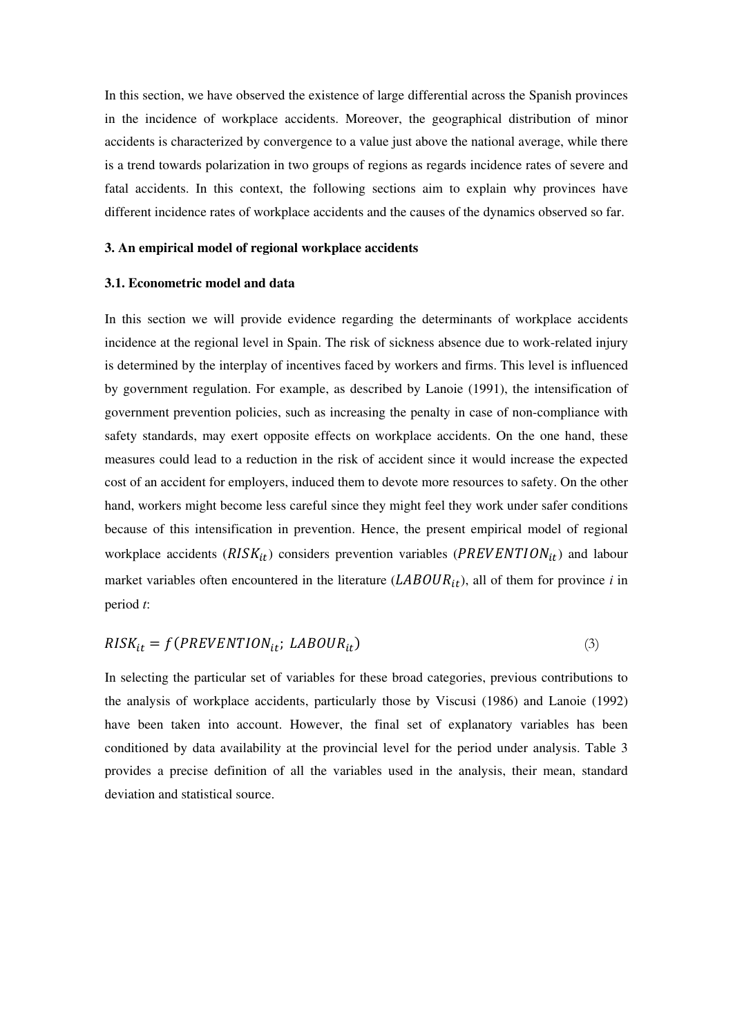In this section, we have observed the existence of large differential across the Spanish provinces in the incidence of workplace accidents. Moreover, the geographical distribution of minor accidents is characterized by convergence to a value just above the national average, while there is a trend towards polarization in two groups of regions as regards incidence rates of severe and fatal accidents. In this context, the following sections aim to explain why provinces have different incidence rates of workplace accidents and the causes of the dynamics observed so far.

## 3. An empirical model of regional workplace accidents

### 3.1. Econometric model and data

In this section we will provide evidence regarding the determinants of workplace accidents incidence at the regional level in Spain. The risk of sickness absence due to work-related injury is determined by the interplay of incentives faced by workers and firms. This level is influenced by government regulation. For example, as described by Lanoie (1991), the intensification of government prevention policies, such as increasing the penalty in case of non-compliance with safety standards, may exert opposite effects on workplace accidents. On the one hand, these measures could lead to a reduction in the risk of accident since it would increase the expected cost of an accident for employers, induced them to devote more resources to safety. On the other hand, workers might become less careful since they might feel they work under safer conditions because of this intensification in prevention. Hence, the present empirical model of regional workplace accidents ($RISK_{it}$) considers prevention variables ($PREVENTION_{it}$) and labour market variables often encountered in the literature ($LABOUR_{it}$), all of them for province *i* in period *t*:

$$RISK_{it} = f(PREVENTION_{it};\ LABOUR_{it}) \tag{3}$$

In selecting the particular set of variables for these broad categories, previous contributions to the analysis of workplace accidents, particularly those by Viscusi (1986) and Lanoie (1992) have been taken into account. However, the final set of explanatory variables has been conditioned by data availability at the provincial level for the period under analysis. Table 3 provides a precise definition of all the variables used in the analysis, their mean, standard deviation and statistical source.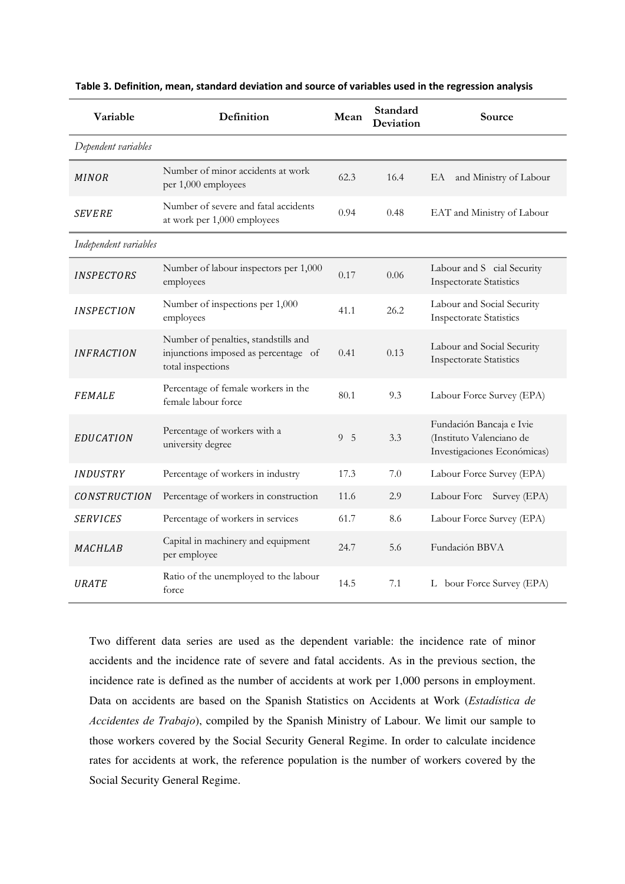**Table 3. Definition, mean, standard deviation and source of variables used in the regression analysis**

| Variable | Definition | Mean | Standard Deviation | Source |
|---|---|---|---|---|
| *Dependent variables* | | | | |
| *MINOR* | Number of minor accidents at work per 1,000 employees | 62.3 | 16.4 | EA and Ministry of Labour |
| *SEVERE* | Number of severe and fatal accidents at work per 1,000 employees | 0.94 | 0.48 | EAT and Ministry of Labour |
| *Independent variables* | | | | |
| *INSPECTORS* | Number of labour inspectors per 1,000 employees | 0.17 | 0.06 | Labour and S cial Security Inspectorate Statistics |
| *INSPECTION* | Number of inspections per 1,000 employees | 41.1 | 26.2 | Labour and Social Security Inspectorate Statistics |
| *INFRACTION* | Number of penalties, standstills and injunctions imposed as percentage of total inspections | 0.41 | 0.13 | Labour and Social Security Inspectorate Statistics |
| *FEMALE* | Percentage of female workers in the female labour force | 80.1 | 9.3 | Labour Force Survey (EPA) |
| *EDUCATION* | Percentage of workers with a university degree | 9 5 | 3.3 | Fundación Bancaja e Ivie (Instituto Valenciano de Investigaciones Económicas) |
| *INDUSTRY* | Percentage of workers in industry | 17.3 | 7.0 | Labour Force Survey (EPA) |
| *CONSTRUCTION* | Percentage of workers in construction | 11.6 | 2.9 | Labour Forc Survey (EPA) |
| *SERVICES* | Percentage of workers in services | 61.7 | 8.6 | Labour Force Survey (EPA) |
| *MACHLAB* | Capital in machinery and equipment per employee | 24.7 | 5.6 | Fundación BBVA |
| *URATE* | Ratio of the unemployed to the labour force | 14.5 | 7.1 | L bour Force Survey (EPA) |

Two different data series are used as the dependent variable: the incidence rate of minor accidents and the incidence rate of severe and fatal accidents. As in the previous section, the incidence rate is defined as the number of accidents at work per 1,000 persons in employment. Data on accidents are based on the Spanish Statistics on Accidents at Work (*Estadística de Accidentes de Trabajo*), compiled by the Spanish Ministry of Labour. We limit our sample to those workers covered by the Social Security General Regime. In order to calculate incidence rates for accidents at work, the reference population is the number of workers covered by the Social Security General Regime.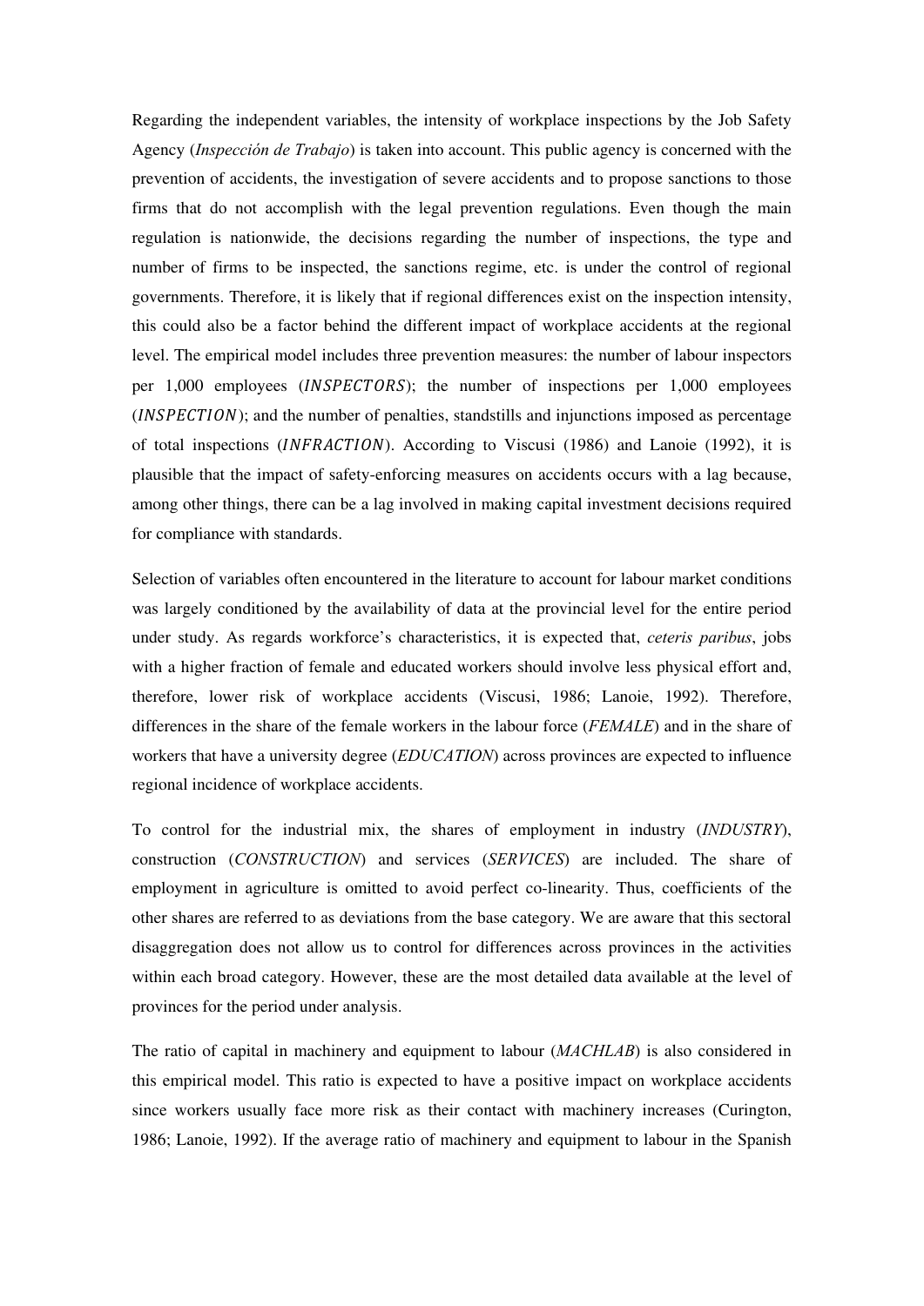Regarding the independent variables, the intensity of workplace inspections by the Job Safety Agency (*Inspección de Trabajo*) is taken into account. This public agency is concerned with the prevention of accidents, the investigation of severe accidents and to propose sanctions to those firms that do not accomplish with the legal prevention regulations. Even though the main regulation is nationwide, the decisions regarding the number of inspections, the type and number of firms to be inspected, the sanctions regime, etc. is under the control of regional governments. Therefore, it is likely that if regional differences exist on the inspection intensity, this could also be a factor behind the different impact of workplace accidents at the regional level. The empirical model includes three prevention measures: the number of labour inspectors per 1,000 employees ($INSPECTORS$); the number of inspections per 1,000 employees ($INSPECTION$); and the number of penalties, standstills and injunctions imposed as percentage of total inspections ($INFRACTION$). According to Viscusi (1986) and Lanoie (1992), it is plausible that the impact of safety-enforcing measures on accidents occurs with a lag because, among other things, there can be a lag involved in making capital investment decisions required for compliance with standards.

Selection of variables often encountered in the literature to account for labour market conditions was largely conditioned by the availability of data at the provincial level for the entire period under study. As regards workforce's characteristics, it is expected that, *ceteris paribus*, jobs with a higher fraction of female and educated workers should involve less physical effort and, therefore, lower risk of workplace accidents (Viscusi, 1986; Lanoie, 1992). Therefore, differences in the share of the female workers in the labour force (*FEMALE*) and in the share of workers that have a university degree (*EDUCATION*) across provinces are expected to influence regional incidence of workplace accidents.

To control for the industrial mix, the shares of employment in industry (*INDUSTRY*), construction (*CONSTRUCTION*) and services (*SERVICES*) are included. The share of employment in agriculture is omitted to avoid perfect co-linearity. Thus, coefficients of the other shares are referred to as deviations from the base category. We are aware that this sectoral disaggregation does not allow us to control for differences across provinces in the activities within each broad category. However, these are the most detailed data available at the level of provinces for the period under analysis.

The ratio of capital in machinery and equipment to labour (*MACHLAB*) is also considered in this empirical model. This ratio is expected to have a positive impact on workplace accidents since workers usually face more risk as their contact with machinery increases (Curington, 1986; Lanoie, 1992). If the average ratio of machinery and equipment to labour in the Spanish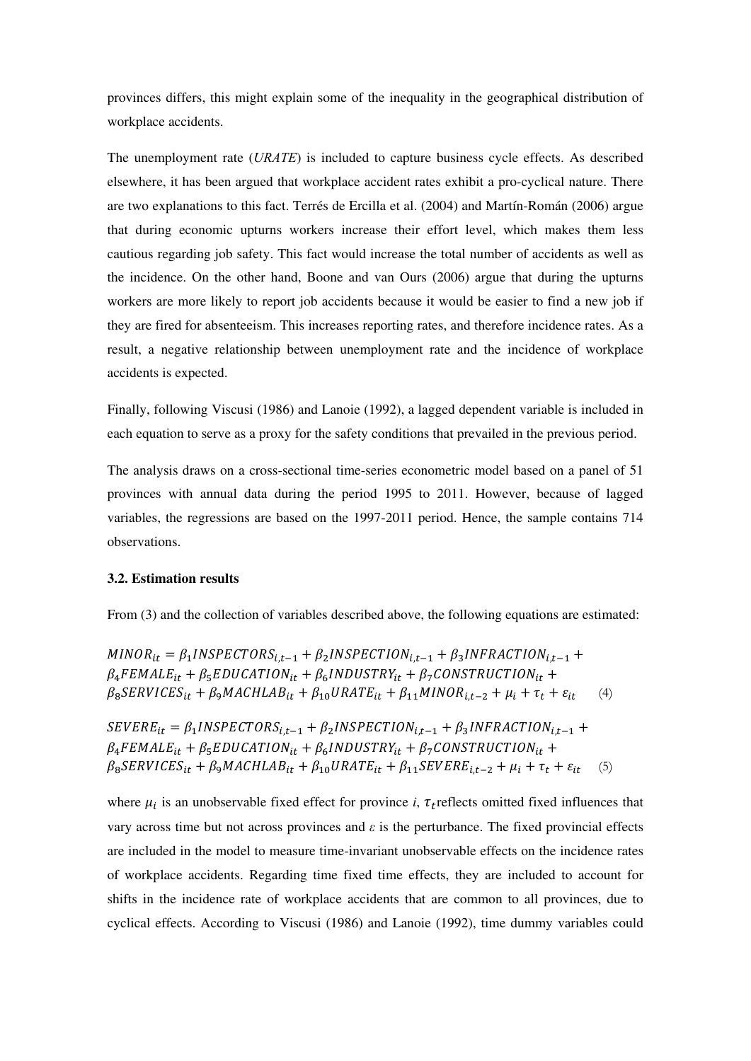provinces differs, this might explain some of the inequality in the geographical distribution of workplace accidents.

The unemployment rate (*URATE*) is included to capture business cycle effects. As described elsewhere, it has been argued that workplace accident rates exhibit a pro-cyclical nature. There are two explanations to this fact. Terrés de Ercilla et al. (2004) and Martín-Román (2006) argue that during economic upturns workers increase their effort level, which makes them less cautious regarding job safety. This fact would increase the total number of accidents as well as the incidence. On the other hand, Boone and van Ours (2006) argue that during the upturns workers are more likely to report job accidents because it would be easier to find a new job if they are fired for absenteeism. This increases reporting rates, and therefore incidence rates. As a result, a negative relationship between unemployment rate and the incidence of workplace accidents is expected.

Finally, following Viscusi (1986) and Lanoie (1992), a lagged dependent variable is included in each equation to serve as a proxy for the safety conditions that prevailed in the previous period.

The analysis draws on a cross-sectional time-series econometric model based on a panel of 51 provinces with annual data during the period 1995 to 2011. However, because of lagged variables, the regressions are based on the 1997-2011 period. Hence, the sample contains 714 observations.

### 3.2. Estimation results

From (3) and the collection of variables described above, the following equations are estimated:

$$MINOR_{it} = \beta_1 INSPECTORS_{i,t-1} + \beta_2 INSPECTION_{i,t-1} + \beta_3 INFRACTION_{i,t-1} + \beta_4 FEMALE_{it} + \beta_5 EDUCATION_{it} + \beta_6 INDUSTRY_{it} + \beta_7 CONSTRUCTION_{it} + \beta_8 SERVICES_{it} + \beta_9 MACHLAB_{it} + \beta_{10} URATE_{it} + \beta_{11} MINOR_{i,t-2} + \mu_i + \tau_t + \varepsilon_{it} \quad (4)$$

$$SEVERE_{it} = \beta_1 INSPECTORS_{i,t-1} + \beta_2 INSPECTION_{i,t-1} + \beta_3 INFRACTION_{i,t-1} + \beta_4 FEMALE_{it} + \beta_5 EDUCATION_{it} + \beta_6 INDUSTRY_{it} + \beta_7 CONSTRUCTION_{it} + \beta_8 SERVICES_{it} + \beta_9 MACHLAB_{it} + \beta_{10} URATE_{it} + \beta_{11} SEVERE_{i,t-2} + \mu_i + \tau_t + \varepsilon_{it} \quad (5)$$

where $\mu_i$ is an unobservable fixed effect for province *i*, $\tau_t$ reflects omitted fixed influences that vary across time but not across provinces and $\varepsilon$ is the perturbance. The fixed provincial effects are included in the model to measure time-invariant unobservable effects on the incidence rates of workplace accidents. Regarding time fixed time effects, they are included to account for shifts in the incidence rate of workplace accidents that are common to all provinces, due to cyclical effects. According to Viscusi (1986) and Lanoie (1992), time dummy variables could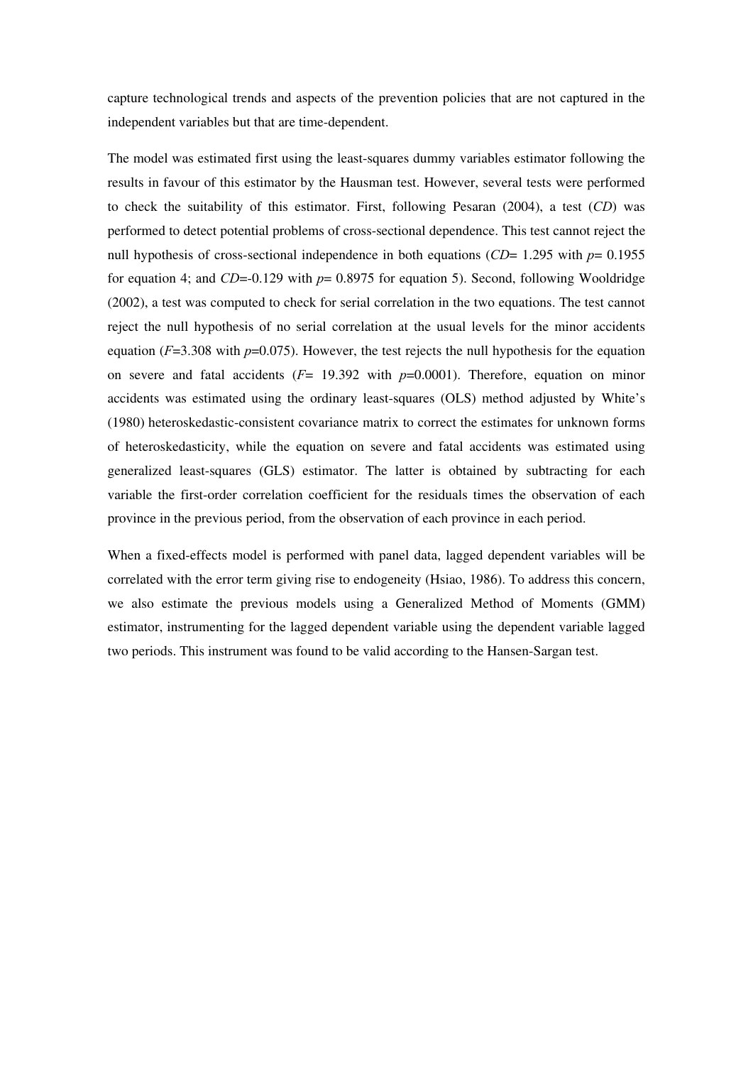capture technological trends and aspects of the prevention policies that are not captured in the independent variables but that are time-dependent.

The model was estimated first using the least-squares dummy variables estimator following the results in favour of this estimator by the Hausman test. However, several tests were performed to check the suitability of this estimator. First, following Pesaran (2004), a test (*CD*) was performed to detect potential problems of cross-sectional dependence. This test cannot reject the null hypothesis of cross-sectional independence in both equations ($CD$= 1.295 with $p$= 0.1955 for equation 4; and $CD$=-0.129 with $p$= 0.8975 for equation 5). Second, following Wooldridge (2002), a test was computed to check for serial correlation in the two equations. The test cannot reject the null hypothesis of no serial correlation at the usual levels for the minor accidents equation ($F$=3.308 with $p$=0.075). However, the test rejects the null hypothesis for the equation on severe and fatal accidents ($F$= 19.392 with $p$=0.0001). Therefore, equation on minor accidents was estimated using the ordinary least-squares (OLS) method adjusted by White's (1980) heteroskedastic-consistent covariance matrix to correct the estimates for unknown forms of heteroskedasticity, while the equation on severe and fatal accidents was estimated using generalized least-squares (GLS) estimator. The latter is obtained by subtracting for each variable the first-order correlation coefficient for the residuals times the observation of each province in the previous period, from the observation of each province in each period.

When a fixed-effects model is performed with panel data, lagged dependent variables will be correlated with the error term giving rise to endogeneity (Hsiao, 1986). To address this concern, we also estimate the previous models using a Generalized Method of Moments (GMM) estimator, instrumenting for the lagged dependent variable using the dependent variable lagged two periods. This instrument was found to be valid according to the Hansen-Sargan test.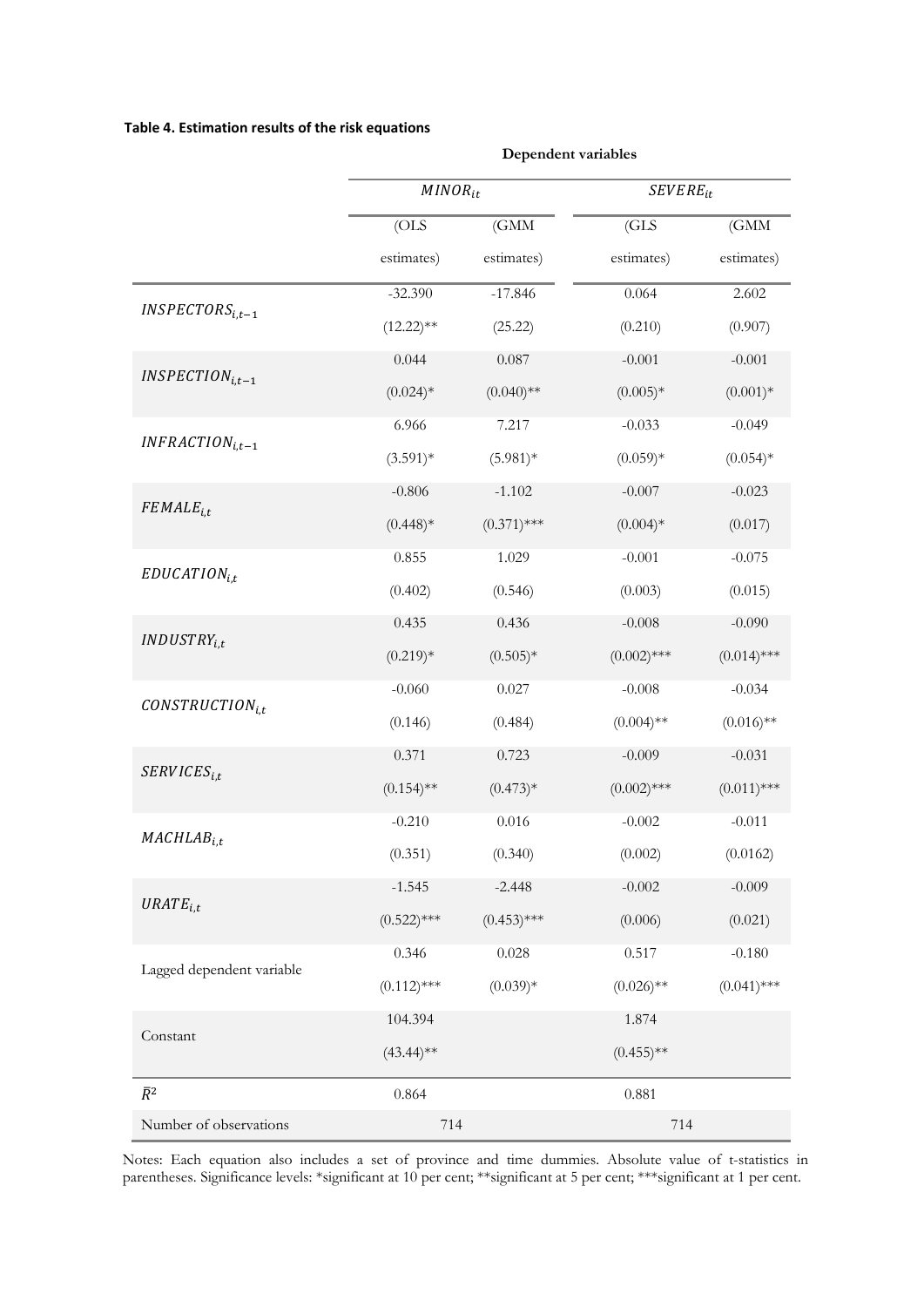**Table 4. Estimation results of the risk equations**

| | Dependent variables | | | |
|---|---|---|---|---|
| | $MINOR_{it}$ | | $SEVERE_{it}$ | |
| | (OLS estimates) | (GMM estimates) | (GLS estimates) | (GMM estimates) |
| $INSPECTORS_{i,t-1}$ | -32.390 | -17.846 | 0.064 | 2.602 |
| | (12.22)** | (25.22) | (0.210) | (0.907) |
| $INSPECTION_{i,t-1}$ | 0.044 | 0.087 | -0.001 | -0.001 |
| | (0.024)* | (0.040)** | (0.005)* | (0.001)* |
| $INFRACTION_{i,t-1}$ | 6.966 | 7.217 | -0.033 | -0.049 |
| | (3.591)* | (5.981)* | (0.059)* | (0.054)* |
| $FEMALE_{i,t}$ | -0.806 | -1.102 | -0.007 | -0.023 |
| | (0.448)* | (0.371)*** | (0.004)* | (0.017) |
| $EDUCATION_{i,t}$ | 0.855 | 1.029 | -0.001 | -0.075 |
| | (0.402) | (0.546) | (0.003) | (0.015) |
| $INDUSTRY_{i,t}$ | 0.435 | 0.436 | -0.008 | -0.090 |
| | (0.219)* | (0.505)* | (0.002)*** | (0.014)*** |
| $CONSTRUCTION_{i,t}$ | -0.060 | 0.027 | -0.008 | -0.034 |
| | (0.146) | (0.484) | (0.004)** | (0.016)** |
| $SERVICES_{i,t}$ | 0.371 | 0.723 | -0.009 | -0.031 |
| | (0.154)** | (0.473)* | (0.002)*** | (0.011)*** |
| $MACHLAB_{i,t}$ | -0.210 | 0.016 | -0.002 | -0.011 |
| | (0.351) | (0.340) | (0.002) | (0.0162) |
| $URATE_{i,t}$ | -1.545 | -2.448 | -0.002 | -0.009 |
| | (0.522)*** | (0.453)*** | (0.006) | (0.021) |
| Lagged dependent variable | 0.346 | 0.028 | 0.517 | -0.180 |
| | (0.112)*** | (0.039)* | (0.026)** | (0.041)*** |
| Constant | 104.394 | | 1.874 | |
| | (43.44)** | | (0.455)** | |
| $\bar{R}^2$ | 0.864 | | 0.881 | |
| Number of observations | 714 | | 714 | |

Notes: Each equation also includes a set of province and time dummies. Absolute value of t-statistics in parentheses. Significance levels: *significant at 10 per cent; **significant at 5 per cent; ***significant at 1 per cent.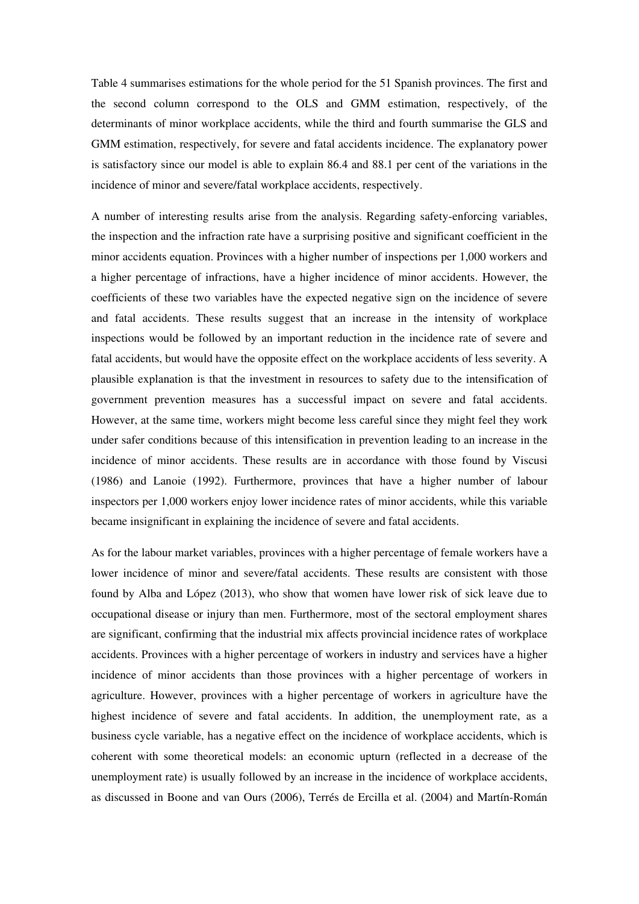Table 4 summarises estimations for the whole period for the 51 Spanish provinces. The first and the second column correspond to the OLS and GMM estimation, respectively, of the determinants of minor workplace accidents, while the third and fourth summarise the GLS and GMM estimation, respectively, for severe and fatal accidents incidence. The explanatory power is satisfactory since our model is able to explain 86.4 and 88.1 per cent of the variations in the incidence of minor and severe/fatal workplace accidents, respectively.

A number of interesting results arise from the analysis. Regarding safety-enforcing variables, the inspection and the infraction rate have a surprising positive and significant coefficient in the minor accidents equation. Provinces with a higher number of inspections per 1,000 workers and a higher percentage of infractions, have a higher incidence of minor accidents. However, the coefficients of these two variables have the expected negative sign on the incidence of severe and fatal accidents. These results suggest that an increase in the intensity of workplace inspections would be followed by an important reduction in the incidence rate of severe and fatal accidents, but would have the opposite effect on the workplace accidents of less severity. A plausible explanation is that the investment in resources to safety due to the intensification of government prevention measures has a successful impact on severe and fatal accidents. However, at the same time, workers might become less careful since they might feel they work under safer conditions because of this intensification in prevention leading to an increase in the incidence of minor accidents. These results are in accordance with those found by Viscusi (1986) and Lanoie (1992). Furthermore, provinces that have a higher number of labour inspectors per 1,000 workers enjoy lower incidence rates of minor accidents, while this variable became insignificant in explaining the incidence of severe and fatal accidents.

As for the labour market variables, provinces with a higher percentage of female workers have a lower incidence of minor and severe/fatal accidents. These results are consistent with those found by Alba and López (2013), who show that women have lower risk of sick leave due to occupational disease or injury than men. Furthermore, most of the sectoral employment shares are significant, confirming that the industrial mix affects provincial incidence rates of workplace accidents. Provinces with a higher percentage of workers in industry and services have a higher incidence of minor accidents than those provinces with a higher percentage of workers in agriculture. However, provinces with a higher percentage of workers in agriculture have the highest incidence of severe and fatal accidents. In addition, the unemployment rate, as a business cycle variable, has a negative effect on the incidence of workplace accidents, which is coherent with some theoretical models: an economic upturn (reflected in a decrease of the unemployment rate) is usually followed by an increase in the incidence of workplace accidents, as discussed in Boone and van Ours (2006), Terrés de Ercilla et al. (2004) and Martín-Román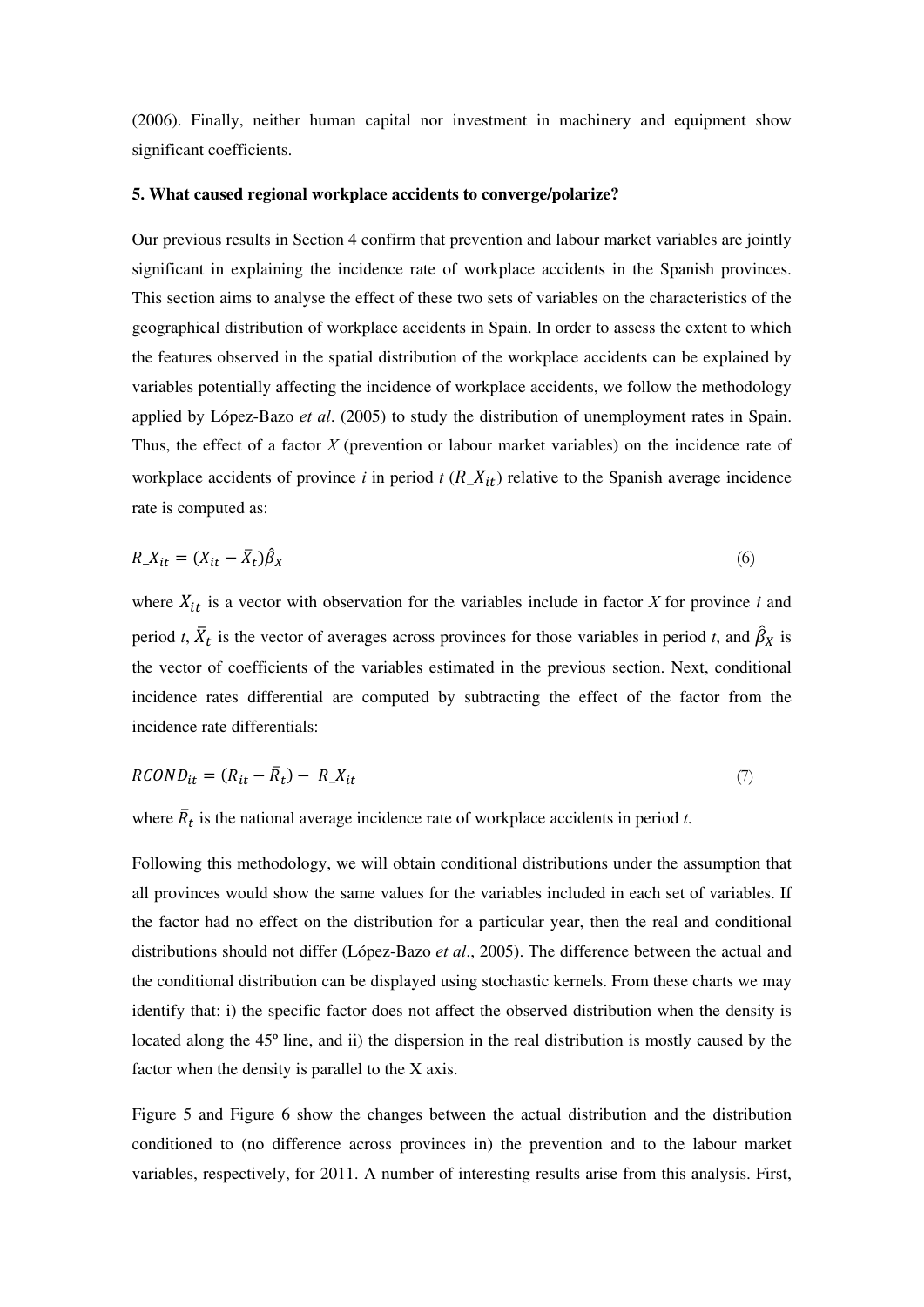(2006). Finally, neither human capital nor investment in machinery and equipment show significant coefficients.

**5. What caused regional workplace accidents to converge/polarize?**

Our previous results in Section 4 confirm that prevention and labour market variables are jointly significant in explaining the incidence rate of workplace accidents in the Spanish provinces. This section aims to analyse the effect of these two sets of variables on the characteristics of the geographical distribution of workplace accidents in Spain. In order to assess the extent to which the features observed in the spatial distribution of the workplace accidents can be explained by variables potentially affecting the incidence of workplace accidents, we follow the methodology applied by López-Bazo *et al*. (2005) to study the distribution of unemployment rates in Spain. Thus, the effect of a factor *X* (prevention or labour market variables) on the incidence rate of workplace accidents of province *i* in period *t* ($R\_X_{it}$) relative to the Spanish average incidence rate is computed as:

$$R\_X_{it} = (X_{it} - \bar{X}_t)\hat{\beta}_X \qquad (6)$$

where $X_{it}$ is a vector with observation for the variables include in factor *X* for province *i* and period *t*, $\bar{X}_t$ is the vector of averages across provinces for those variables in period *t*, and $\hat{\beta}_X$ is the vector of coefficients of the variables estimated in the previous section. Next, conditional incidence rates differential are computed by subtracting the effect of the factor from the incidence rate differentials:

$$RCOND_{it} = (R_{it} - \bar{R}_t) - R\_X_{it} \qquad (7)$$

where $\bar{R}_t$ is the national average incidence rate of workplace accidents in period *t*.

Following this methodology, we will obtain conditional distributions under the assumption that all provinces would show the same values for the variables included in each set of variables. If the factor had no effect on the distribution for a particular year, then the real and conditional distributions should not differ (López-Bazo *et al*., 2005). The difference between the actual and the conditional distribution can be displayed using stochastic kernels. From these charts we may identify that: i) the specific factor does not affect the observed distribution when the density is located along the 45º line, and ii) the dispersion in the real distribution is mostly caused by the factor when the density is parallel to the X axis.

Figure 5 and Figure 6 show the changes between the actual distribution and the distribution conditioned to (no difference across provinces in) the prevention and to the labour market variables, respectively, for 2011. A number of interesting results arise from this analysis. First,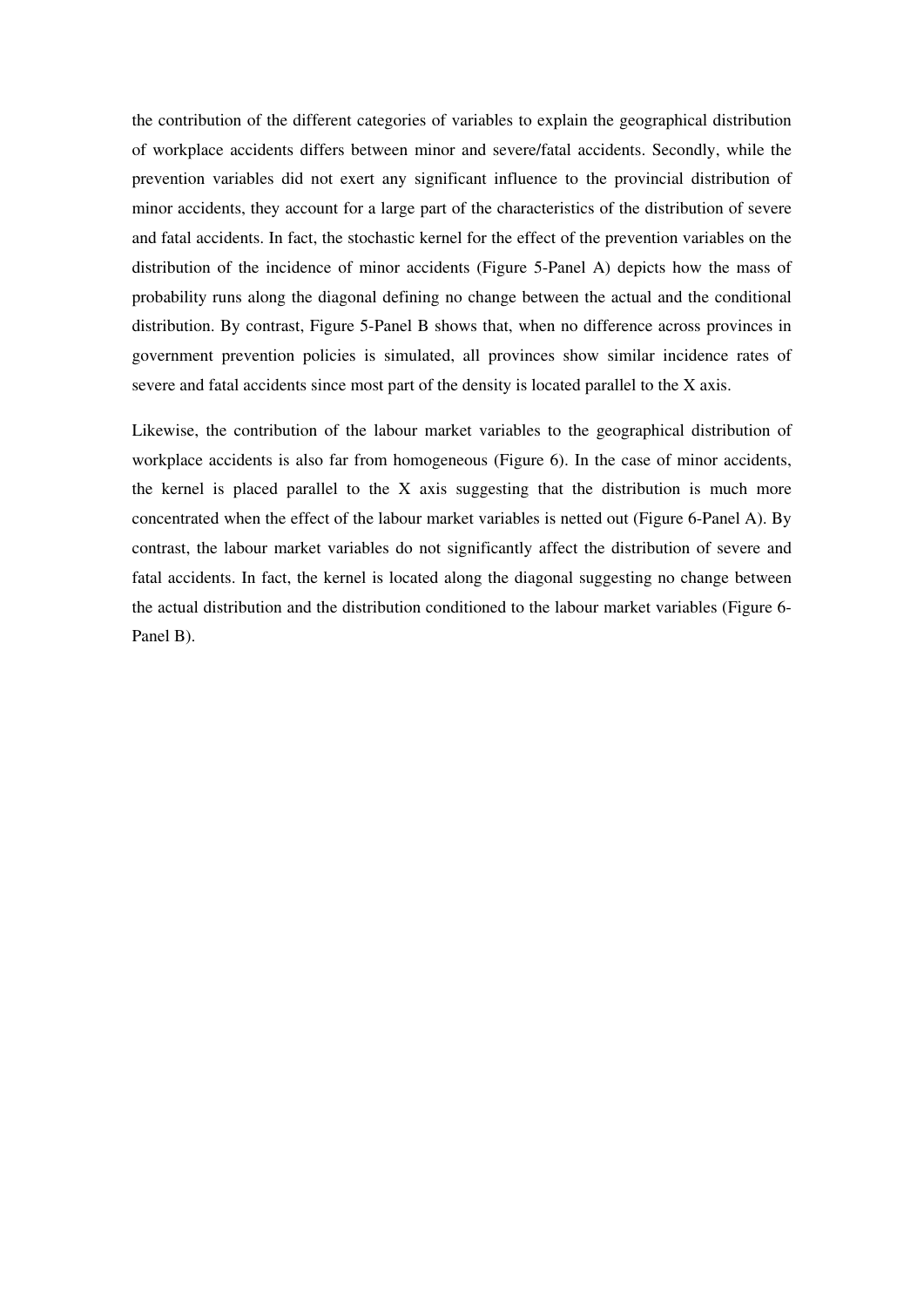the contribution of the different categories of variables to explain the geographical distribution of workplace accidents differs between minor and severe/fatal accidents. Secondly, while the prevention variables did not exert any significant influence to the provincial distribution of minor accidents, they account for a large part of the characteristics of the distribution of severe and fatal accidents. In fact, the stochastic kernel for the effect of the prevention variables on the distribution of the incidence of minor accidents (Figure 5-Panel A) depicts how the mass of probability runs along the diagonal defining no change between the actual and the conditional distribution. By contrast, Figure 5-Panel B shows that, when no difference across provinces in government prevention policies is simulated, all provinces show similar incidence rates of severe and fatal accidents since most part of the density is located parallel to the X axis.

Likewise, the contribution of the labour market variables to the geographical distribution of workplace accidents is also far from homogeneous (Figure 6). In the case of minor accidents, the kernel is placed parallel to the X axis suggesting that the distribution is much more concentrated when the effect of the labour market variables is netted out (Figure 6-Panel A). By contrast, the labour market variables do not significantly affect the distribution of severe and fatal accidents. In fact, the kernel is located along the diagonal suggesting no change between the actual distribution and the distribution conditioned to the labour market variables (Figure 6-Panel B).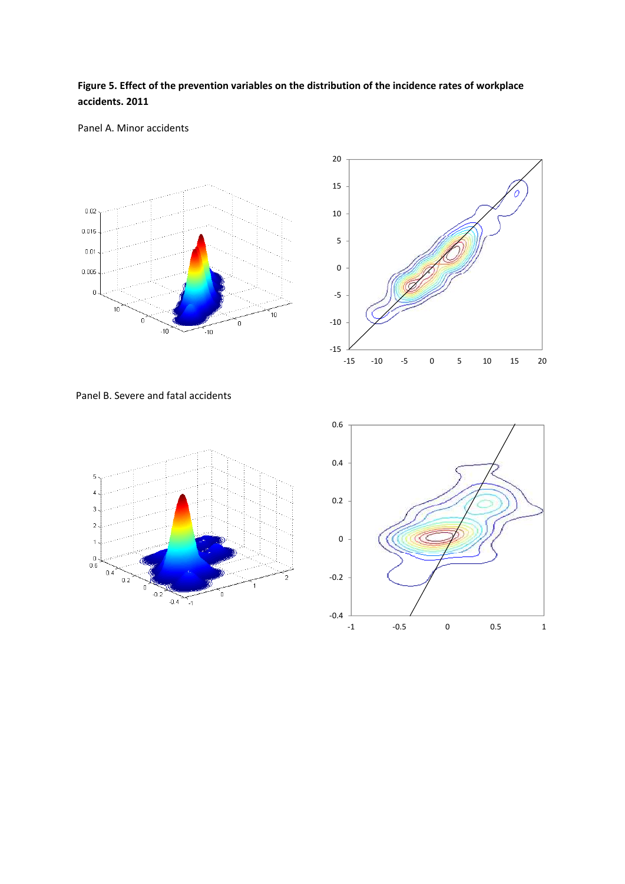**Figure 5. Effect of the prevention variables on the distribution of the incidence rates of workplace accidents. 2011**

Panel A. Minor accidents

Panel B. Severe and fatal accidents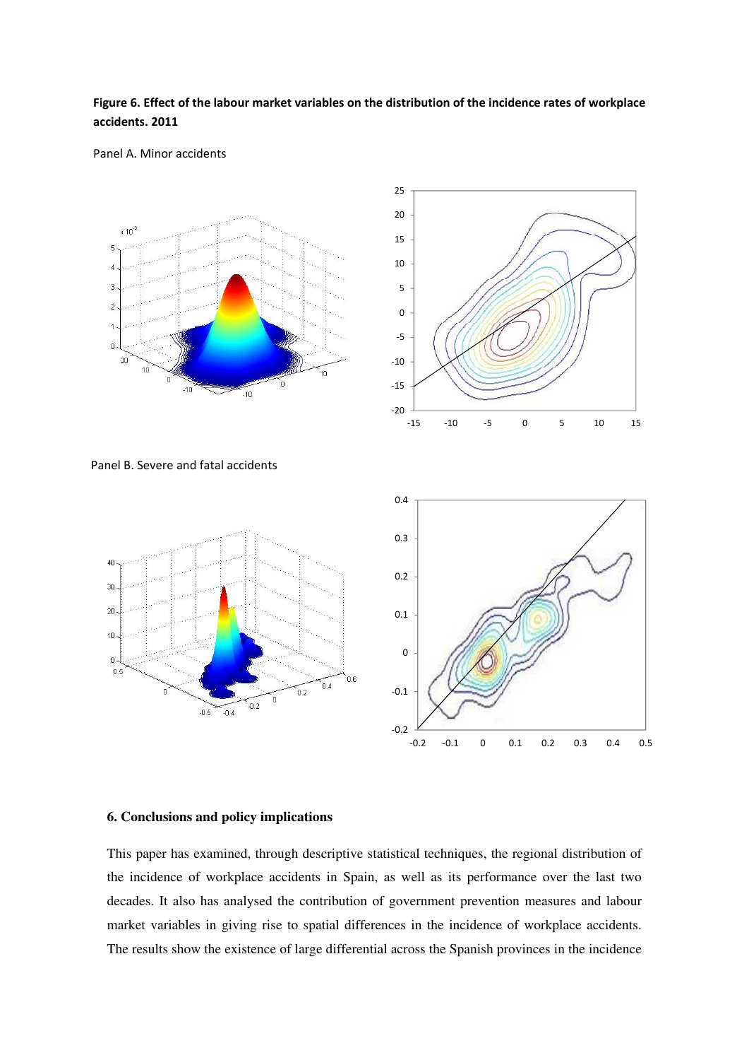**Figure 6. Effect of the labour market variables on the distribution of the incidence rates of workplace accidents. 2011**

Panel A. Minor accidents

Panel B. Severe and fatal accidents

## 6. Conclusions and policy implications

This paper has examined, through descriptive statistical techniques, the regional distribution of the incidence of workplace accidents in Spain, as well as its performance over the last two decades. It also has analysed the contribution of government prevention measures and labour market variables in giving rise to spatial differences in the incidence of workplace accidents. The results show the existence of large differential across the Spanish provinces in the incidence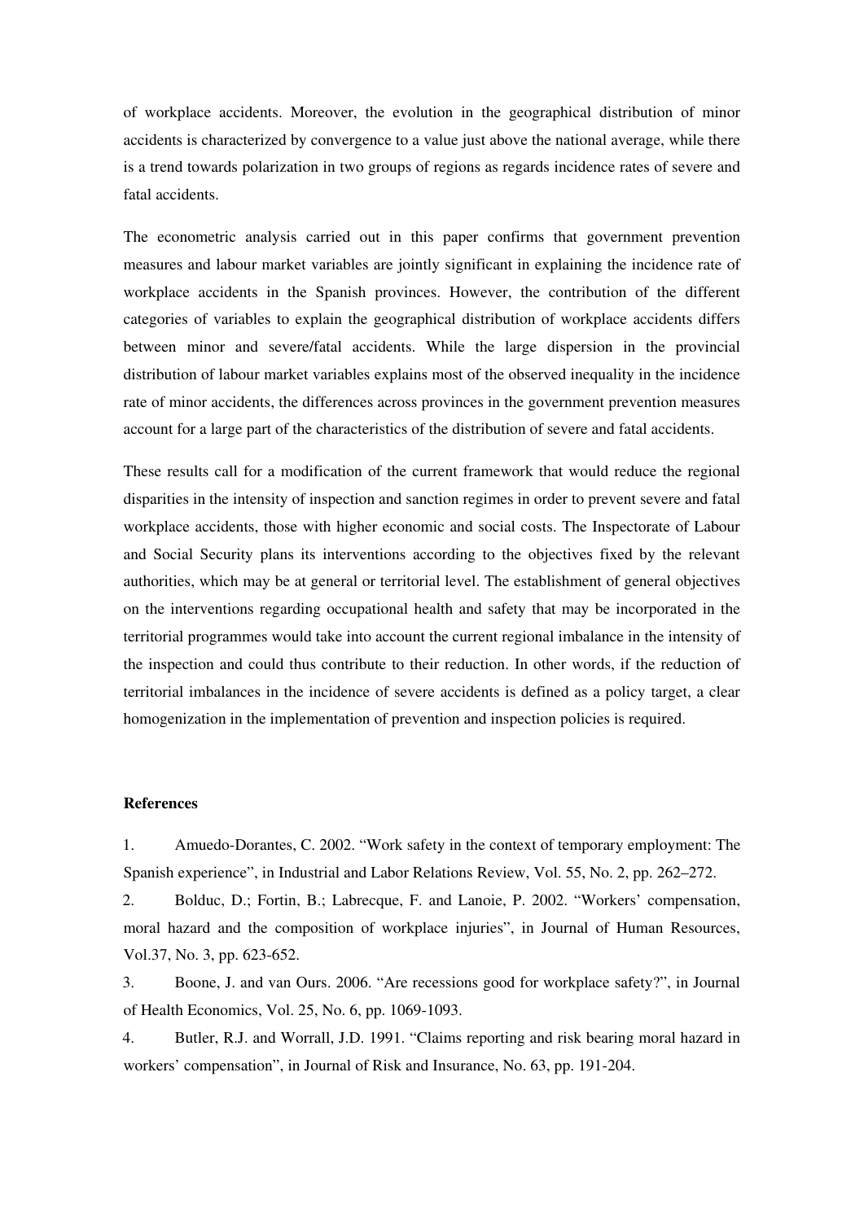of workplace accidents. Moreover, the evolution in the geographical distribution of minor accidents is characterized by convergence to a value just above the national average, while there is a trend towards polarization in two groups of regions as regards incidence rates of severe and fatal accidents.

The econometric analysis carried out in this paper confirms that government prevention measures and labour market variables are jointly significant in explaining the incidence rate of workplace accidents in the Spanish provinces. However, the contribution of the different categories of variables to explain the geographical distribution of workplace accidents differs between minor and severe/fatal accidents. While the large dispersion in the provincial distribution of labour market variables explains most of the observed inequality in the incidence rate of minor accidents, the differences across provinces in the government prevention measures account for a large part of the characteristics of the distribution of severe and fatal accidents.

These results call for a modification of the current framework that would reduce the regional disparities in the intensity of inspection and sanction regimes in order to prevent severe and fatal workplace accidents, those with higher economic and social costs. The Inspectorate of Labour and Social Security plans its interventions according to the objectives fixed by the relevant authorities, which may be at general or territorial level. The establishment of general objectives on the interventions regarding occupational health and safety that may be incorporated in the territorial programmes would take into account the current regional imbalance in the intensity of the inspection and could thus contribute to their reduction. In other words, if the reduction of territorial imbalances in the incidence of severe accidents is defined as a policy target, a clear homogenization in the implementation of prevention and inspection policies is required.

**References**

1. Amuedo-Dorantes, C. 2002. "Work safety in the context of temporary employment: The Spanish experience", in Industrial and Labor Relations Review, Vol. 55, No. 2, pp. 262–272.
2. Bolduc, D.; Fortin, B.; Labrecque, F. and Lanoie, P. 2002. "Workers' compensation, moral hazard and the composition of workplace injuries", in Journal of Human Resources, Vol.37, No. 3, pp. 623-652.
3. Boone, J. and van Ours. 2006. "Are recessions good for workplace safety?", in Journal of Health Economics, Vol. 25, No. 6, pp. 1069-1093.
4. Butler, R.J. and Worrall, J.D. 1991. "Claims reporting and risk bearing moral hazard in workers' compensation", in Journal of Risk and Insurance, No. 63, pp. 191-204.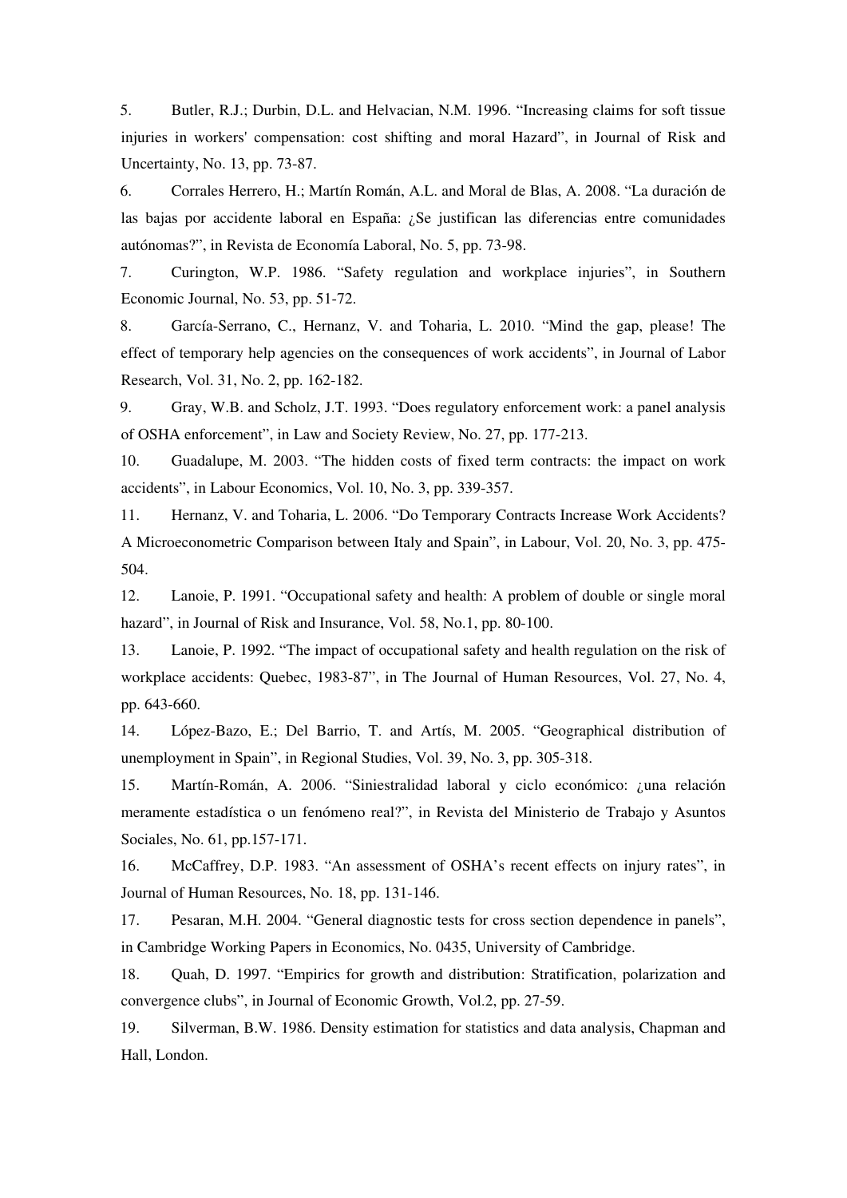5. Butler, R.J.; Durbin, D.L. and Helvacian, N.M. 1996. "Increasing claims for soft tissue injuries in workers' compensation: cost shifting and moral Hazard", in Journal of Risk and Uncertainty, No. 13, pp. 73-87.

6. Corrales Herrero, H.; Martín Román, A.L. and Moral de Blas, A. 2008. "La duración de las bajas por accidente laboral en España: ¿Se justifican las diferencias entre comunidades autónomas?", in Revista de Economía Laboral, No. 5, pp. 73-98.

7. Curington, W.P. 1986. "Safety regulation and workplace injuries", in Southern Economic Journal, No. 53, pp. 51-72.

8. García-Serrano, C., Hernanz, V. and Toharia, L. 2010. "Mind the gap, please! The effect of temporary help agencies on the consequences of work accidents", in Journal of Labor Research, Vol. 31, No. 2, pp. 162-182.

9. Gray, W.B. and Scholz, J.T. 1993. "Does regulatory enforcement work: a panel analysis of OSHA enforcement", in Law and Society Review, No. 27, pp. 177-213.

10. Guadalupe, M. 2003. "The hidden costs of fixed term contracts: the impact on work accidents", in Labour Economics, Vol. 10, No. 3, pp. 339-357.

11. Hernanz, V. and Toharia, L. 2006. "Do Temporary Contracts Increase Work Accidents? A Microeconometric Comparison between Italy and Spain", in Labour, Vol. 20, No. 3, pp. 475-504.

12. Lanoie, P. 1991. "Occupational safety and health: A problem of double or single moral hazard", in Journal of Risk and Insurance, Vol. 58, No.1, pp. 80-100.

13. Lanoie, P. 1992. "The impact of occupational safety and health regulation on the risk of workplace accidents: Quebec, 1983-87", in The Journal of Human Resources, Vol. 27, No. 4, pp. 643-660.

14. López-Bazo, E.; Del Barrio, T. and Artís, M. 2005. "Geographical distribution of unemployment in Spain", in Regional Studies, Vol. 39, No. 3, pp. 305-318.

15. Martín-Román, A. 2006. "Siniestralidad laboral y ciclo económico: ¿una relación meramente estadística o un fenómeno real?", in Revista del Ministerio de Trabajo y Asuntos Sociales, No. 61, pp.157-171.

16. McCaffrey, D.P. 1983. "An assessment of OSHA's recent effects on injury rates", in Journal of Human Resources, No. 18, pp. 131-146.

17. Pesaran, M.H. 2004. "General diagnostic tests for cross section dependence in panels", in Cambridge Working Papers in Economics, No. 0435, University of Cambridge.

18. Quah, D. 1997. "Empirics for growth and distribution: Stratification, polarization and convergence clubs", in Journal of Economic Growth, Vol.2, pp. 27-59.

19. Silverman, B.W. 1986. Density estimation for statistics and data analysis, Chapman and Hall, London.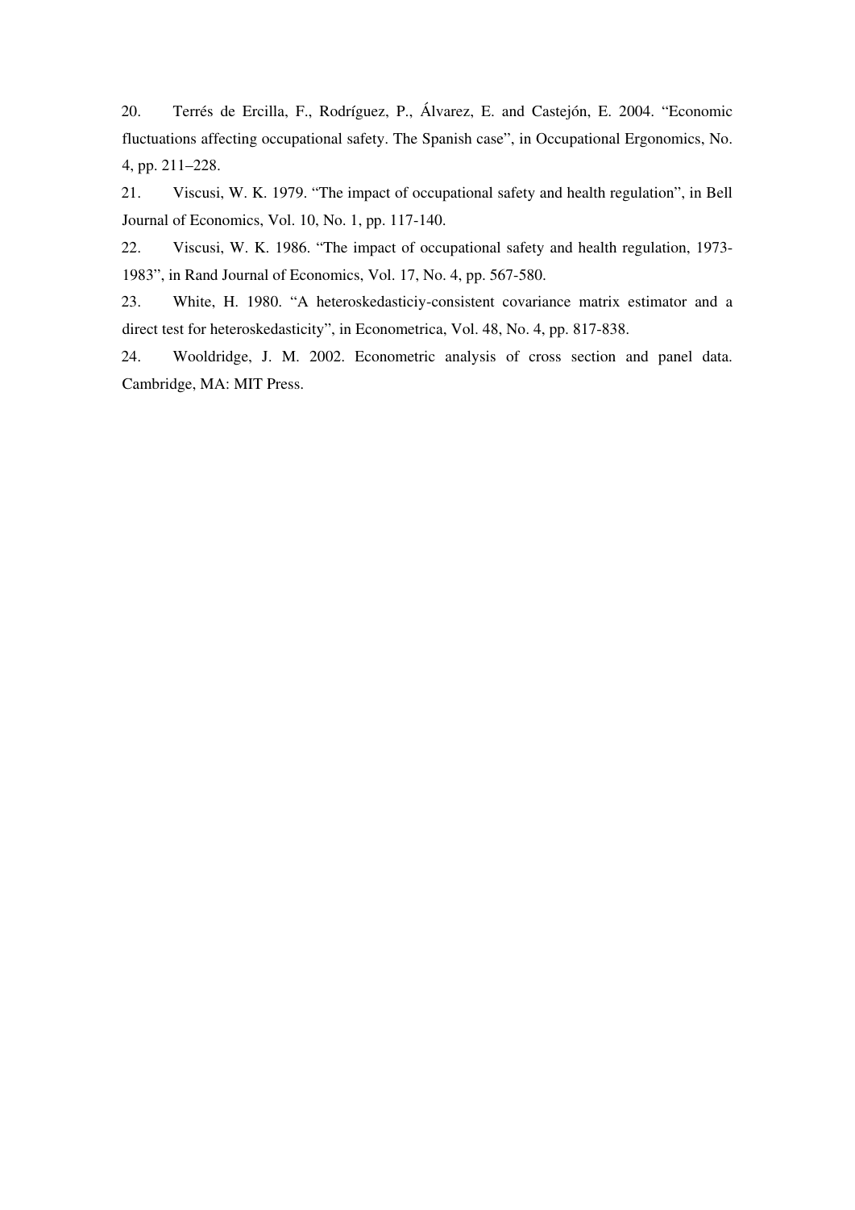20. Terrés de Ercilla, F., Rodríguez, P., Álvarez, E. and Castejón, E. 2004. "Economic fluctuations affecting occupational safety. The Spanish case", in Occupational Ergonomics, No. 4, pp. 211–228.

21. Viscusi, W. K. 1979. "The impact of occupational safety and health regulation", in Bell Journal of Economics, Vol. 10, No. 1, pp. 117-140.

22. Viscusi, W. K. 1986. "The impact of occupational safety and health regulation, 1973-1983", in Rand Journal of Economics, Vol. 17, No. 4, pp. 567-580.

23. White, H. 1980. "A heteroskedasticiy-consistent covariance matrix estimator and a direct test for heteroskedasticity", in Econometrica, Vol. 48, No. 4, pp. 817-838.

24. Wooldridge, J. M. 2002. Econometric analysis of cross section and panel data. Cambridge, MA: MIT Press.